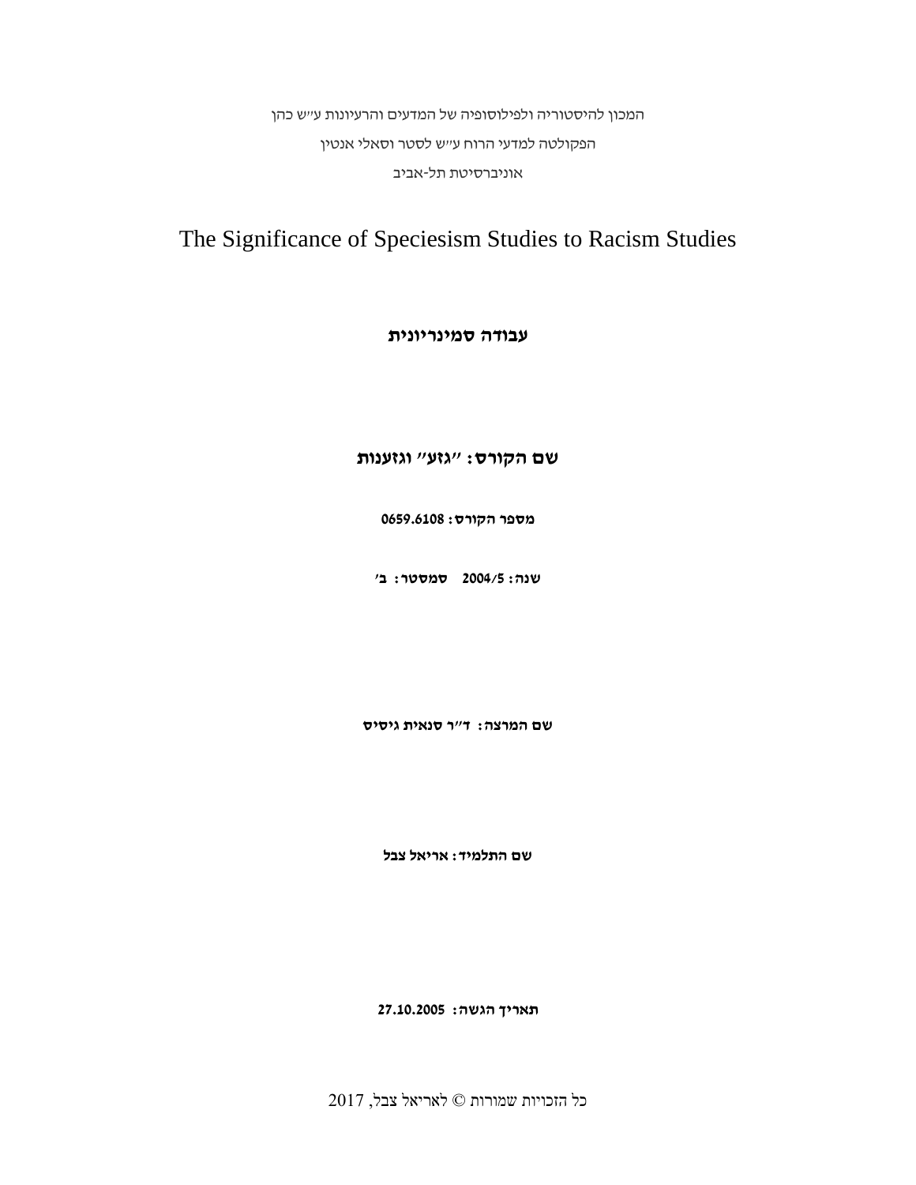המכון להיסטוריה ולפילוסופיה של המדעים והרעיונות ע״ש כהן

הפקולטה למדעי הרוח ע״ש לסטר וסאלי אנטין

אוניברסיטת תל-אביב

# The Significance of Speciesism Studies to Racism Studies

**עבודה סמינריונית**

**שם הקורס: ״גזע״ וגזענות**

**מספר הקורס: 0659.6108**

**שנה: 2004/5 סמסטר: ב׳**

**שם המרצה: ד״ר סנאית גיסיס**

**שם התלמיד: אריאל צבל**

**תאריך הגשה: 27.10.2005**

כל הזכויות שמורות © לאריאל צבל, 2017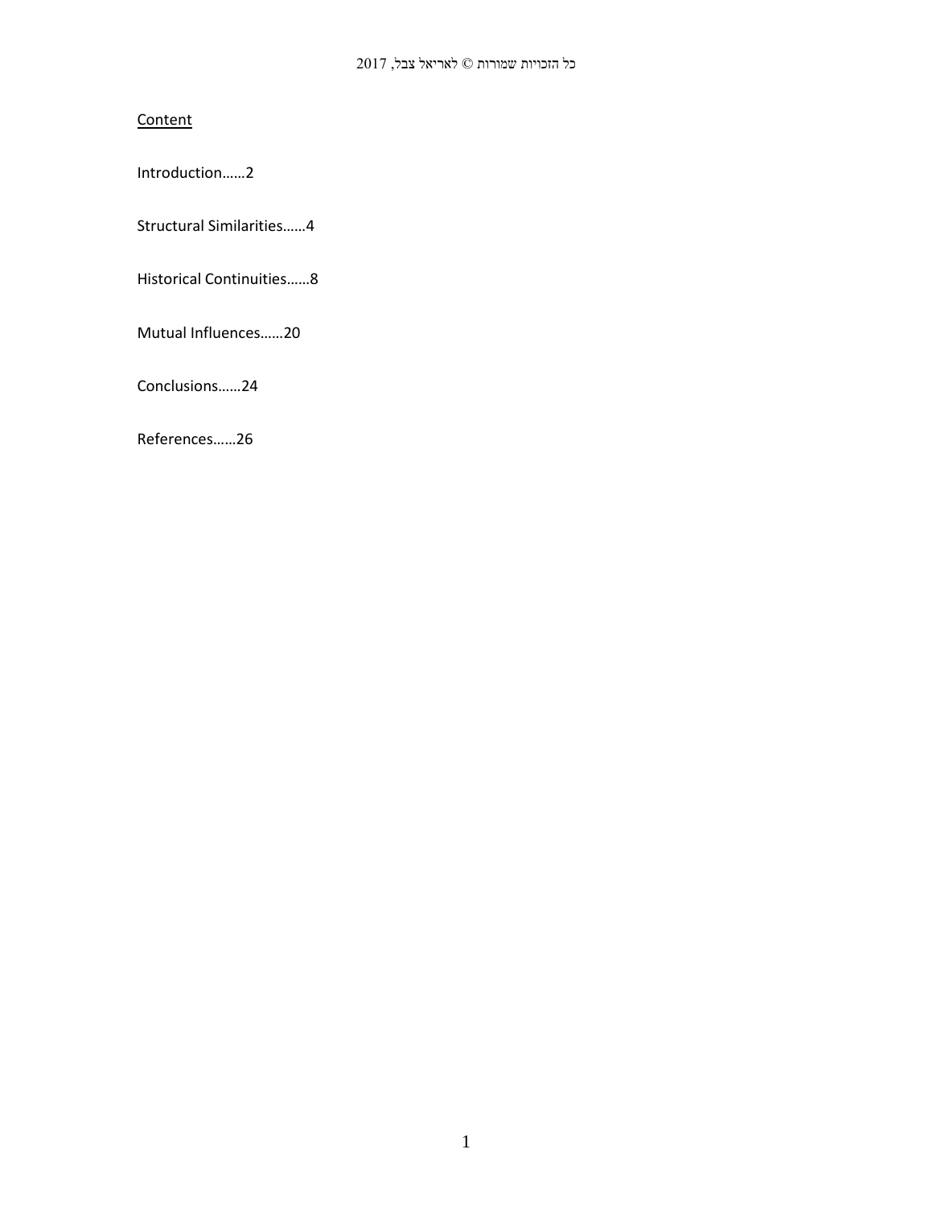Content

Introduction……2

Structural Similarities……4

Historical Continuities……8

Mutual Influences……20

Conclusions……24

References……26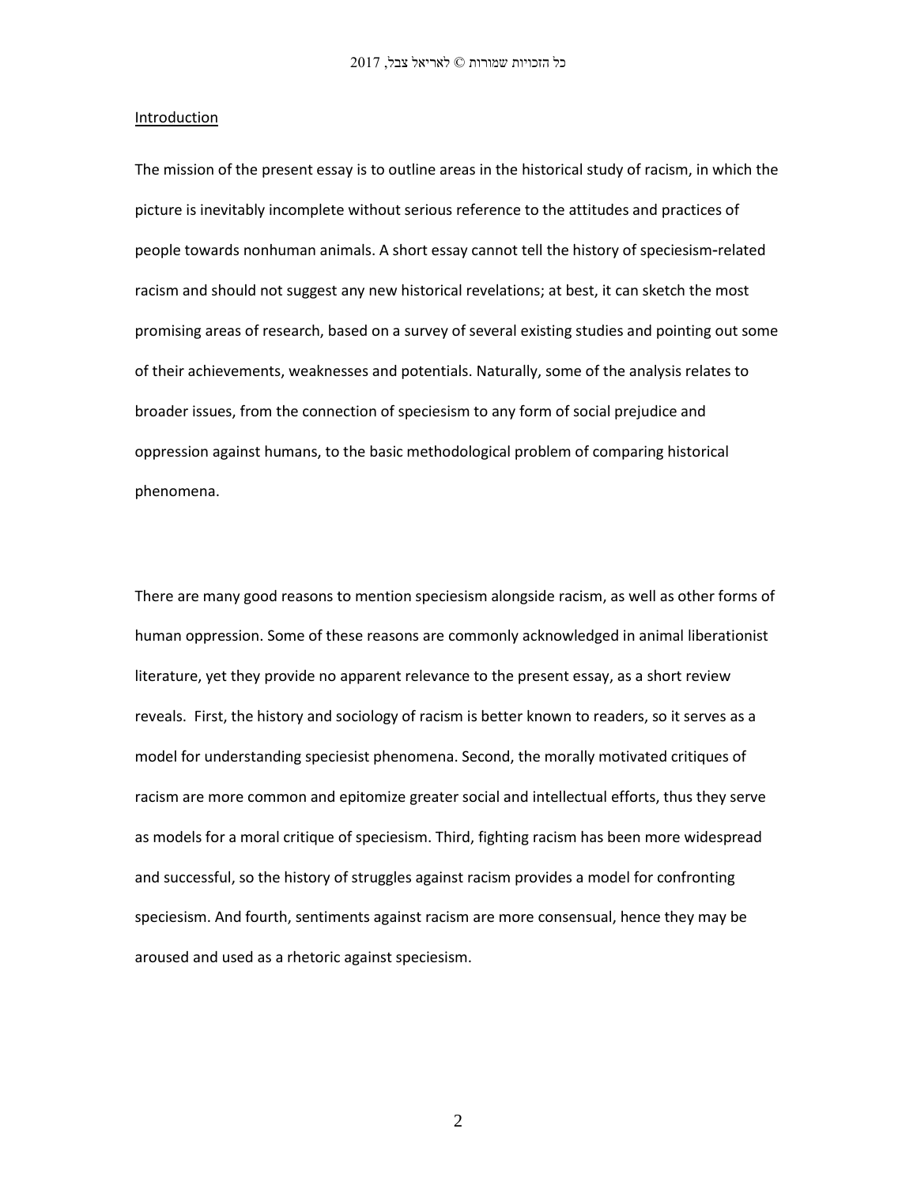## Introduction

The mission of the present essay is to outline areas in the historical study of racism, in which the picture is inevitably incomplete without serious reference to the attitudes and practices of people towards nonhuman animals. A short essay cannot tell the history of speciesism-related racism and should not suggest any new historical revelations; at best, it can sketch the most promising areas of research, based on a survey of several existing studies and pointing out some of their achievements, weaknesses and potentials. Naturally, some of the analysis relates to broader issues, from the connection of speciesism to any form of social prejudice and oppression against humans, to the basic methodological problem of comparing historical phenomena.

There are many good reasons to mention speciesism alongside racism, as well as other forms of human oppression. Some of these reasons are commonly acknowledged in animal liberationist literature, yet they provide no apparent relevance to the present essay, as a short review reveals. First, the history and sociology of racism is better known to readers, so it serves as a model for understanding speciesist phenomena. Second, the morally motivated critiques of racism are more common and epitomize greater social and intellectual efforts, thus they serve as models for a moral critique of speciesism. Third, fighting racism has been more widespread and successful, so the history of struggles against racism provides a model for confronting speciesism. And fourth, sentiments against racism are more consensual, hence they may be aroused and used as a rhetoric against speciesism.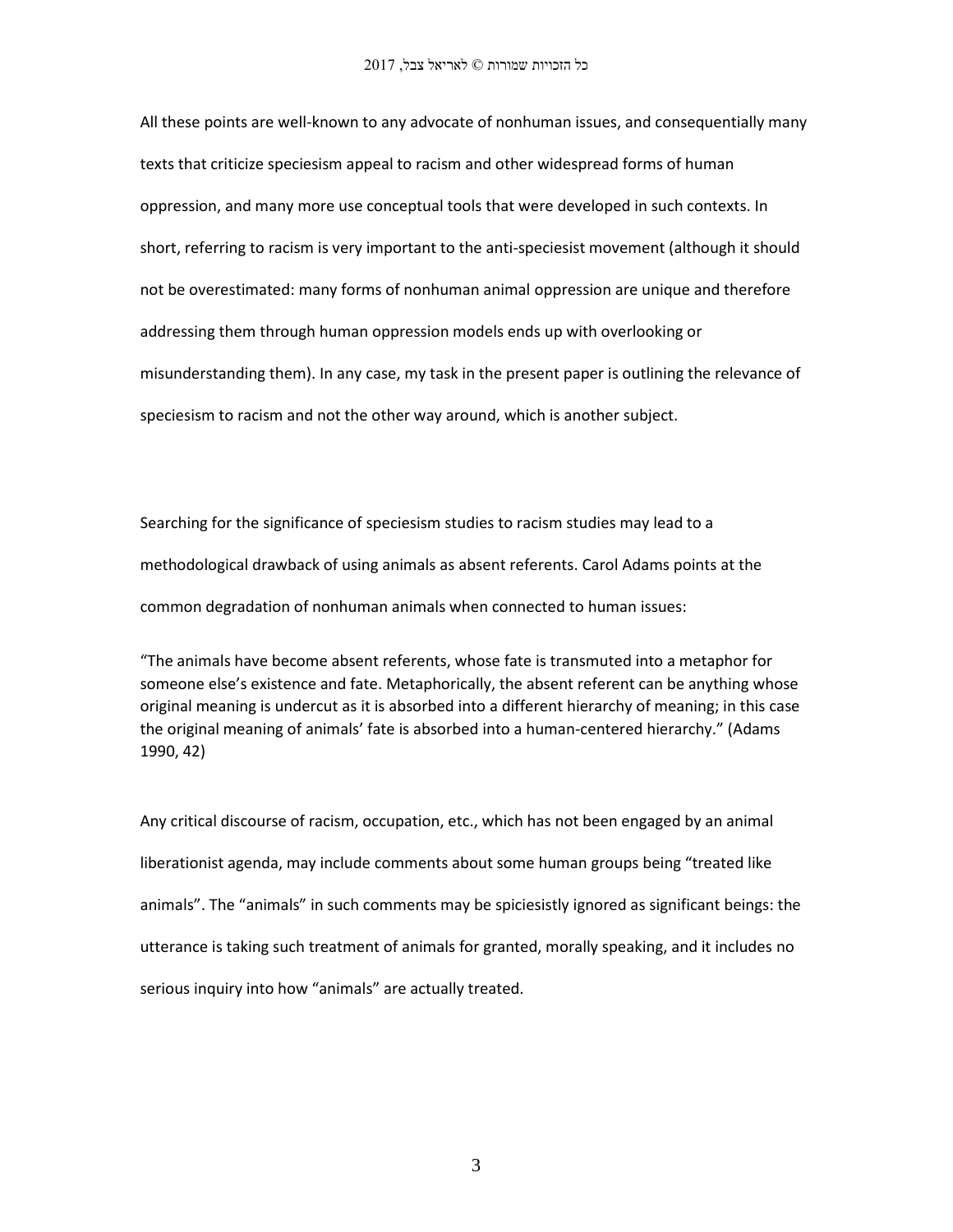All these points are well-known to any advocate of nonhuman issues, and consequentially many texts that criticize speciesism appeal to racism and other widespread forms of human oppression, and many more use conceptual tools that were developed in such contexts. In short, referring to racism is very important to the anti-speciesist movement (although it should not be overestimated: many forms of nonhuman animal oppression are unique and therefore addressing them through human oppression models ends up with overlooking or misunderstanding them). In any case, my task in the present paper is outlining the relevance of speciesism to racism and not the other way around, which is another subject.

Searching for the significance of speciesism studies to racism studies may lead to a methodological drawback of using animals as absent referents. Carol Adams points at the common degradation of nonhuman animals when connected to human issues:

"The animals have become absent referents, whose fate is transmuted into a metaphor for someone else's existence and fate. Metaphorically, the absent referent can be anything whose original meaning is undercut as it is absorbed into a different hierarchy of meaning; in this case the original meaning of animals' fate is absorbed into a human-centered hierarchy." (Adams 1990, 42)

Any critical discourse of racism, occupation, etc., which has not been engaged by an animal liberationist agenda, may include comments about some human groups being "treated like animals". The "animals" in such comments may be spiciesistly ignored as significant beings: the utterance is taking such treatment of animals for granted, morally speaking, and it includes no serious inquiry into how "animals" are actually treated.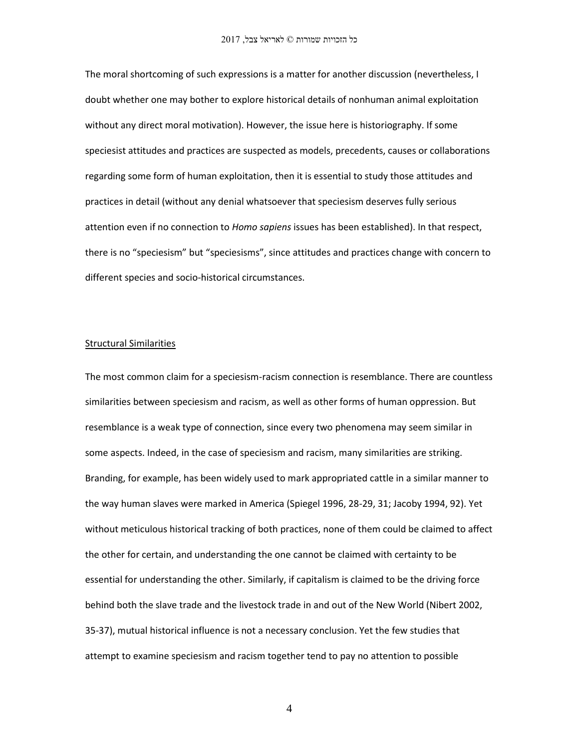The moral shortcoming of such expressions is a matter for another discussion (nevertheless, I doubt whether one may bother to explore historical details of nonhuman animal exploitation without any direct moral motivation). However, the issue here is historiography. If some speciesist attitudes and practices are suspected as models, precedents, causes or collaborations regarding some form of human exploitation, then it is essential to study those attitudes and practices in detail (without any denial whatsoever that speciesism deserves fully serious attention even if no connection to *Homo sapiens* issues has been established). In that respect, there is no "speciesism" but "speciesisms", since attitudes and practices change with concern to different species and socio-historical circumstances.

## Structural Similarities

The most common claim for a speciesism-racism connection is resemblance. There are countless similarities between speciesism and racism, as well as other forms of human oppression. But resemblance is a weak type of connection, since every two phenomena may seem similar in some aspects. Indeed, in the case of speciesism and racism, many similarities are striking. Branding, for example, has been widely used to mark appropriated cattle in a similar manner to the way human slaves were marked in America (Spiegel 1996, 28-29, 31; Jacoby 1994, 92). Yet without meticulous historical tracking of both practices, none of them could be claimed to affect the other for certain, and understanding the one cannot be claimed with certainty to be essential for understanding the other. Similarly, if capitalism is claimed to be the driving force behind both the slave trade and the livestock trade in and out of the New World (Nibert 2002, 35-37), mutual historical influence is not a necessary conclusion. Yet the few studies that attempt to examine speciesism and racism together tend to pay no attention to possible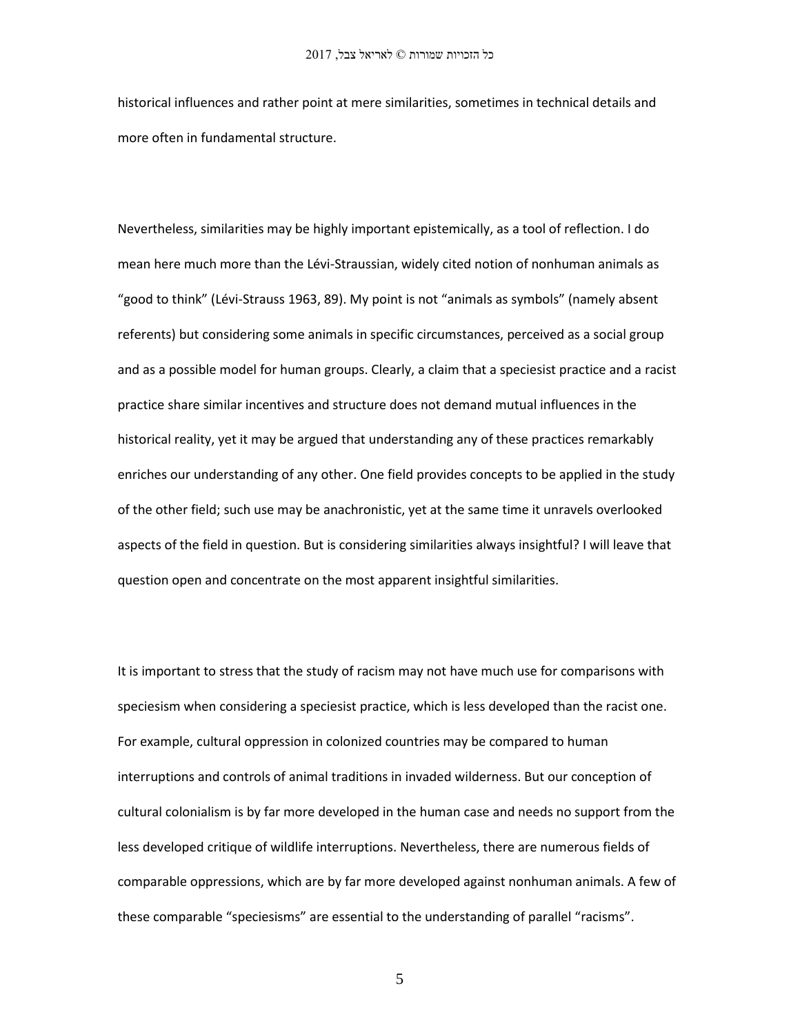historical influences and rather point at mere similarities, sometimes in technical details and more often in fundamental structure.

Nevertheless, similarities may be highly important epistemically, as a tool of reflection. I do mean here much more than the Lévi-Straussian, widely cited notion of nonhuman animals as "good to think" (Lévi-Strauss 1963, 89). My point is not "animals as symbols" (namely absent referents) but considering some animals in specific circumstances, perceived as a social group and as a possible model for human groups. Clearly, a claim that a speciesist practice and a racist practice share similar incentives and structure does not demand mutual influences in the historical reality, yet it may be argued that understanding any of these practices remarkably enriches our understanding of any other. One field provides concepts to be applied in the study of the other field; such use may be anachronistic, yet at the same time it unravels overlooked aspects of the field in question. But is considering similarities always insightful? I will leave that question open and concentrate on the most apparent insightful similarities.

It is important to stress that the study of racism may not have much use for comparisons with speciesism when considering a speciesist practice, which is less developed than the racist one. For example, cultural oppression in colonized countries may be compared to human interruptions and controls of animal traditions in invaded wilderness. But our conception of cultural colonialism is by far more developed in the human case and needs no support from the less developed critique of wildlife interruptions. Nevertheless, there are numerous fields of comparable oppressions, which are by far more developed against nonhuman animals. A few of these comparable "speciesisms" are essential to the understanding of parallel "racisms".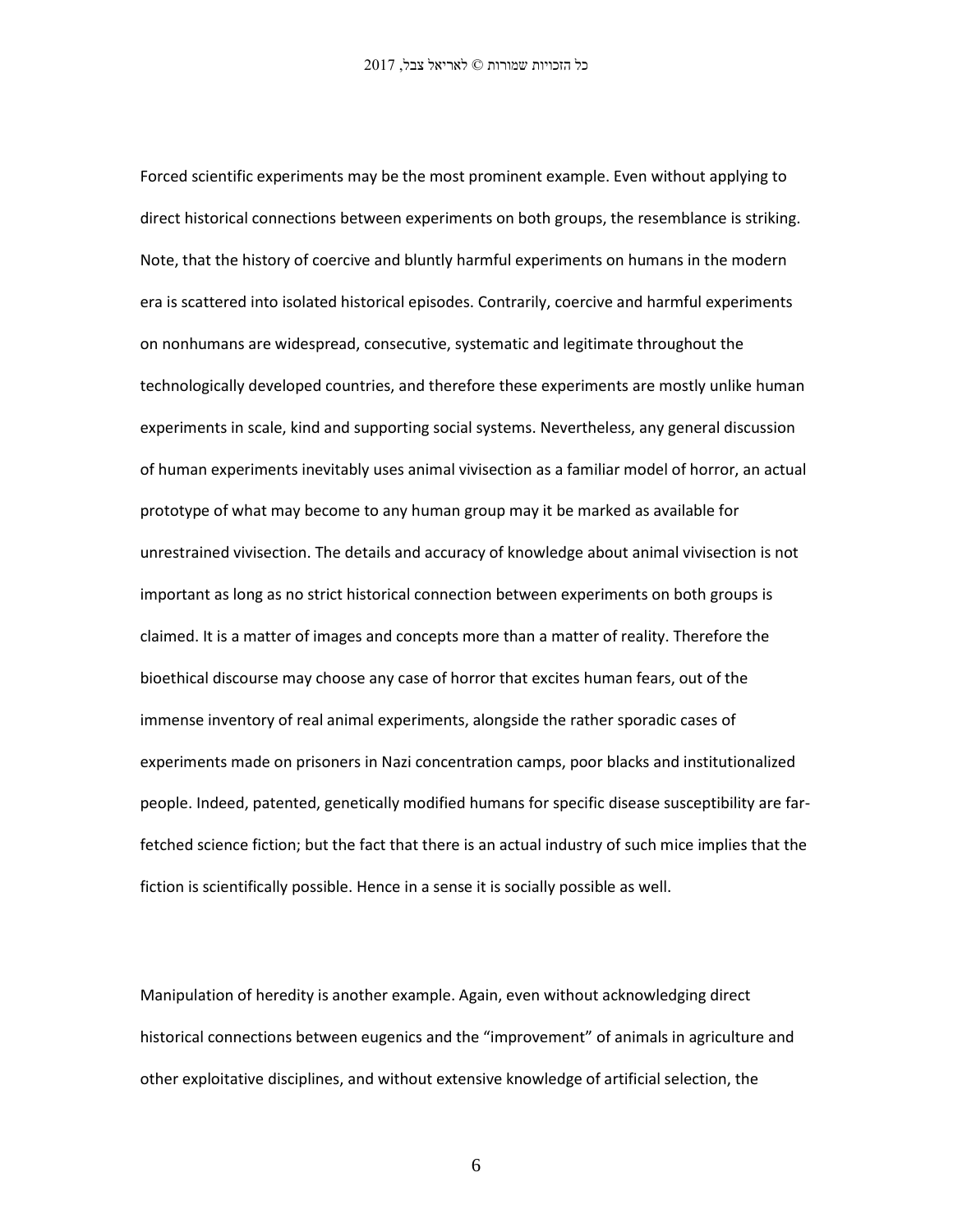Forced scientific experiments may be the most prominent example. Even without applying to direct historical connections between experiments on both groups, the resemblance is striking. Note, that the history of coercive and bluntly harmful experiments on humans in the modern era is scattered into isolated historical episodes. Contrarily, coercive and harmful experiments on nonhumans are widespread, consecutive, systematic and legitimate throughout the technologically developed countries, and therefore these experiments are mostly unlike human experiments in scale, kind and supporting social systems. Nevertheless, any general discussion of human experiments inevitably uses animal vivisection as a familiar model of horror, an actual prototype of what may become to any human group may it be marked as available for unrestrained vivisection. The details and accuracy of knowledge about animal vivisection is not important as long as no strict historical connection between experiments on both groups is claimed. It is a matter of images and concepts more than a matter of reality. Therefore the bioethical discourse may choose any case of horror that excites human fears, out of the immense inventory of real animal experiments, alongside the rather sporadic cases of experiments made on prisoners in Nazi concentration camps, poor blacks and institutionalized people. Indeed, patented, genetically modified humans for specific disease susceptibility are far-fetched science fiction; but the fact that there is an actual industry of such mice implies that the fiction is scientifically possible. Hence in a sense it is socially possible as well.

Manipulation of heredity is another example. Again, even without acknowledging direct historical connections between eugenics and the "improvement" of animals in agriculture and other exploitative disciplines, and without extensive knowledge of artificial selection, the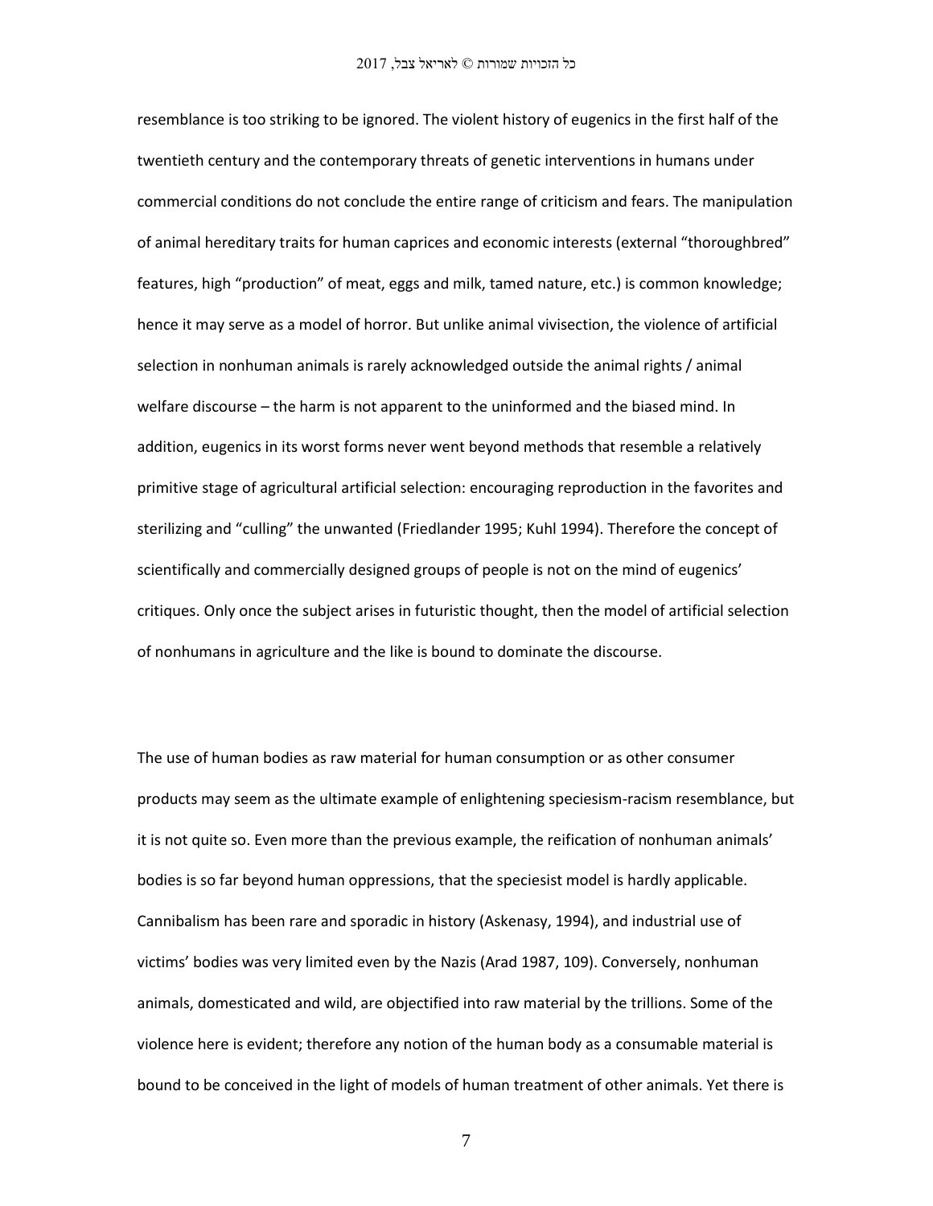resemblance is too striking to be ignored. The violent history of eugenics in the first half of the twentieth century and the contemporary threats of genetic interventions in humans under commercial conditions do not conclude the entire range of criticism and fears. The manipulation of animal hereditary traits for human caprices and economic interests (external "thoroughbred" features, high "production" of meat, eggs and milk, tamed nature, etc.) is common knowledge; hence it may serve as a model of horror. But unlike animal vivisection, the violence of artificial selection in nonhuman animals is rarely acknowledged outside the animal rights / animal welfare discourse – the harm is not apparent to the uninformed and the biased mind. In addition, eugenics in its worst forms never went beyond methods that resemble a relatively primitive stage of agricultural artificial selection: encouraging reproduction in the favorites and sterilizing and "culling" the unwanted (Friedlander 1995; Kuhl 1994). Therefore the concept of scientifically and commercially designed groups of people is not on the mind of eugenics' critiques. Only once the subject arises in futuristic thought, then the model of artificial selection of nonhumans in agriculture and the like is bound to dominate the discourse.

The use of human bodies as raw material for human consumption or as other consumer products may seem as the ultimate example of enlightening speciesism-racism resemblance, but it is not quite so. Even more than the previous example, the reification of nonhuman animals' bodies is so far beyond human oppressions, that the speciesist model is hardly applicable. Cannibalism has been rare and sporadic in history (Askenasy, 1994), and industrial use of victims' bodies was very limited even by the Nazis (Arad 1987, 109). Conversely, nonhuman animals, domesticated and wild, are objectified into raw material by the trillions. Some of the violence here is evident; therefore any notion of the human body as a consumable material is bound to be conceived in the light of models of human treatment of other animals. Yet there is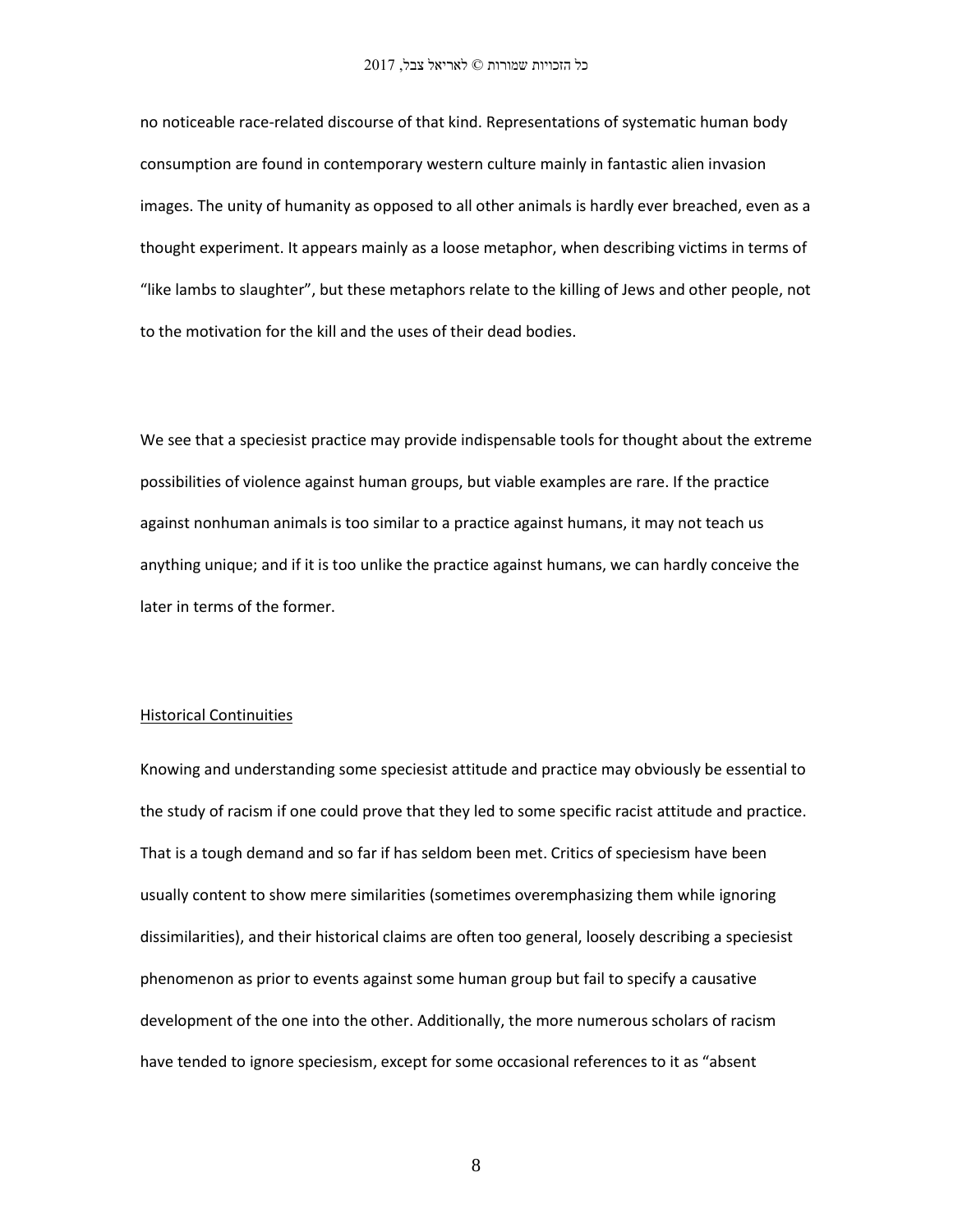no noticeable race-related discourse of that kind. Representations of systematic human body consumption are found in contemporary western culture mainly in fantastic alien invasion images. The unity of humanity as opposed to all other animals is hardly ever breached, even as a thought experiment. It appears mainly as a loose metaphor, when describing victims in terms of "like lambs to slaughter", but these metaphors relate to the killing of Jews and other people, not to the motivation for the kill and the uses of their dead bodies.

We see that a speciesist practice may provide indispensable tools for thought about the extreme possibilities of violence against human groups, but viable examples are rare. If the practice against nonhuman animals is too similar to a practice against humans, it may not teach us anything unique; and if it is too unlike the practice against humans, we can hardly conceive the later in terms of the former.

## Historical Continuities

Knowing and understanding some speciesist attitude and practice may obviously be essential to the study of racism if one could prove that they led to some specific racist attitude and practice. That is a tough demand and so far if has seldom been met. Critics of speciesism have been usually content to show mere similarities (sometimes overemphasizing them while ignoring dissimilarities), and their historical claims are often too general, loosely describing a speciesist phenomenon as prior to events against some human group but fail to specify a causative development of the one into the other. Additionally, the more numerous scholars of racism have tended to ignore speciesism, except for some occasional references to it as "absent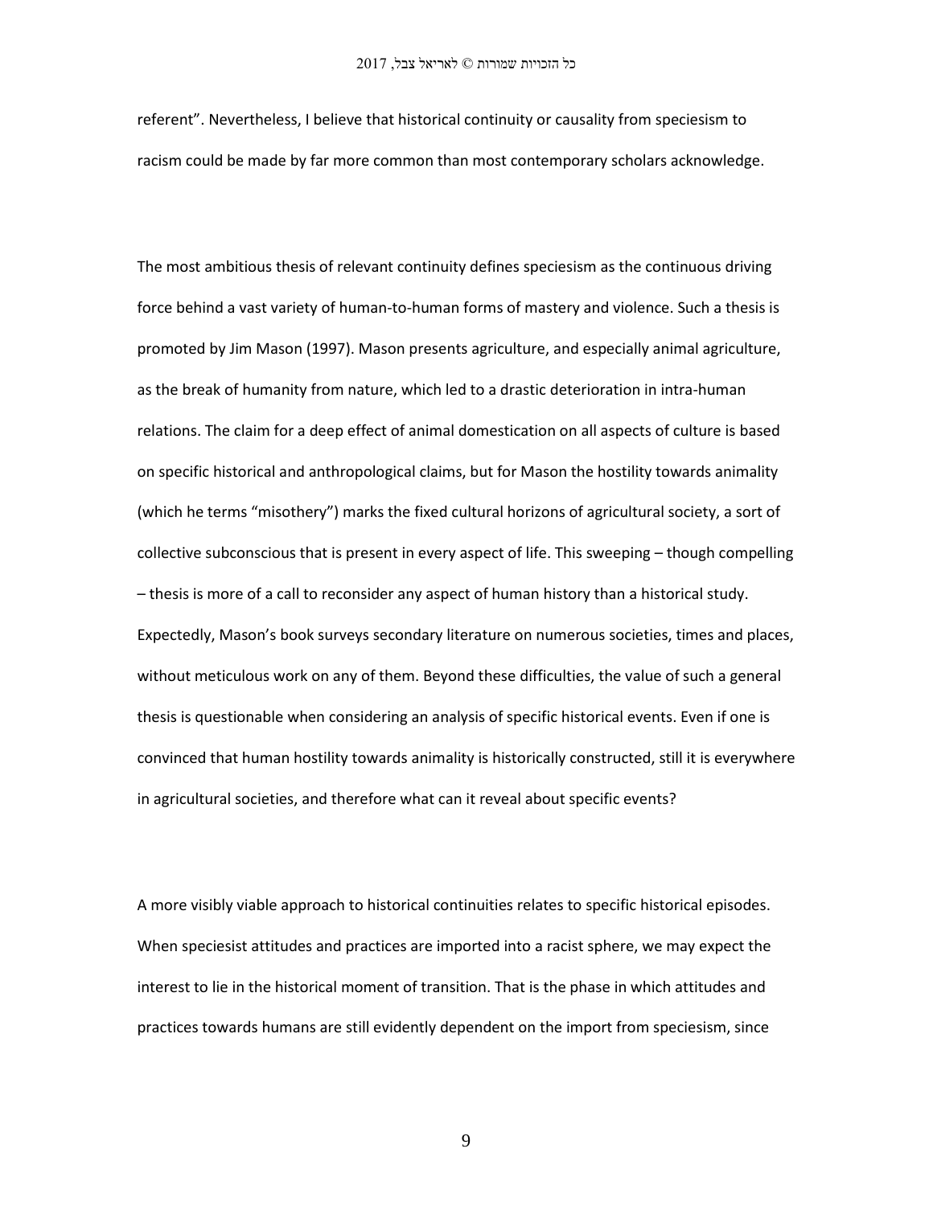referent". Nevertheless, I believe that historical continuity or causality from speciesism to racism could be made by far more common than most contemporary scholars acknowledge.

The most ambitious thesis of relevant continuity defines speciesism as the continuous driving force behind a vast variety of human-to-human forms of mastery and violence. Such a thesis is promoted by Jim Mason (1997). Mason presents agriculture, and especially animal agriculture, as the break of humanity from nature, which led to a drastic deterioration in intra-human relations. The claim for a deep effect of animal domestication on all aspects of culture is based on specific historical and anthropological claims, but for Mason the hostility towards animality (which he terms "misothery") marks the fixed cultural horizons of agricultural society, a sort of collective subconscious that is present in every aspect of life. This sweeping – though compelling – thesis is more of a call to reconsider any aspect of human history than a historical study. Expectedly, Mason's book surveys secondary literature on numerous societies, times and places, without meticulous work on any of them. Beyond these difficulties, the value of such a general thesis is questionable when considering an analysis of specific historical events. Even if one is convinced that human hostility towards animality is historically constructed, still it is everywhere in agricultural societies, and therefore what can it reveal about specific events?

A more visibly viable approach to historical continuities relates to specific historical episodes. When speciesist attitudes and practices are imported into a racist sphere, we may expect the interest to lie in the historical moment of transition. That is the phase in which attitudes and practices towards humans are still evidently dependent on the import from speciesism, since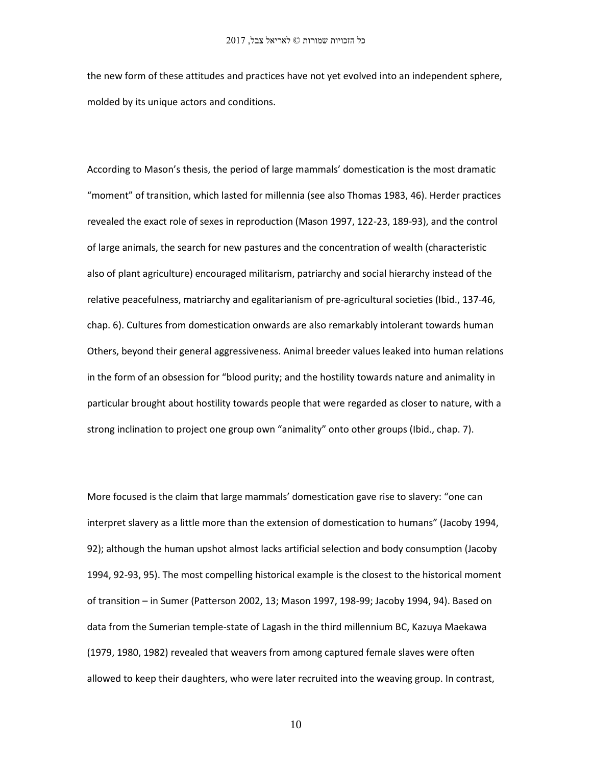the new form of these attitudes and practices have not yet evolved into an independent sphere, molded by its unique actors and conditions.

According to Mason's thesis, the period of large mammals' domestication is the most dramatic "moment" of transition, which lasted for millennia (see also Thomas 1983, 46). Herder practices revealed the exact role of sexes in reproduction (Mason 1997, 122-23, 189-93), and the control of large animals, the search for new pastures and the concentration of wealth (characteristic also of plant agriculture) encouraged militarism, patriarchy and social hierarchy instead of the relative peacefulness, matriarchy and egalitarianism of pre-agricultural societies (Ibid., 137-46, chap. 6). Cultures from domestication onwards are also remarkably intolerant towards human Others, beyond their general aggressiveness. Animal breeder values leaked into human relations in the form of an obsession for "blood purity; and the hostility towards nature and animality in particular brought about hostility towards people that were regarded as closer to nature, with a strong inclination to project one group own "animality" onto other groups (Ibid., chap. 7).

More focused is the claim that large mammals' domestication gave rise to slavery: "one can interpret slavery as a little more than the extension of domestication to humans" (Jacoby 1994, 92); although the human upshot almost lacks artificial selection and body consumption (Jacoby 1994, 92-93, 95). The most compelling historical example is the closest to the historical moment of transition – in Sumer (Patterson 2002, 13; Mason 1997, 198-99; Jacoby 1994, 94). Based on data from the Sumerian temple-state of Lagash in the third millennium BC, Kazuya Maekawa (1979, 1980, 1982) revealed that weavers from among captured female slaves were often allowed to keep their daughters, who were later recruited into the weaving group. In contrast,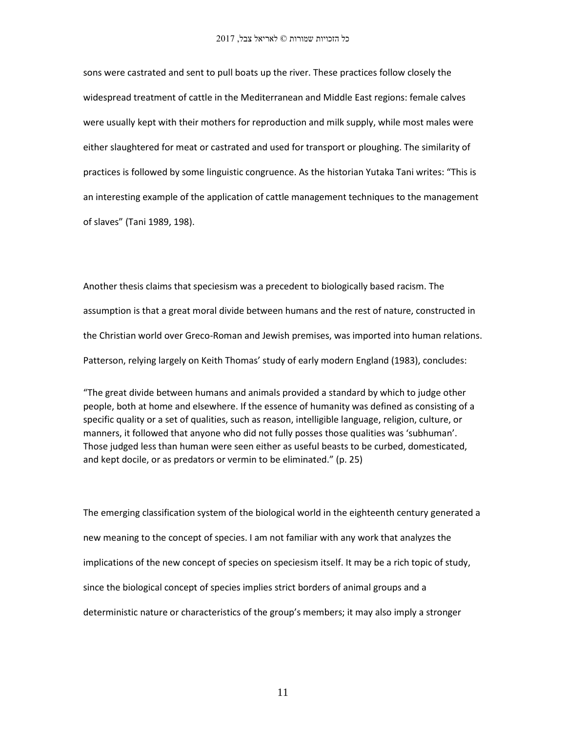sons were castrated and sent to pull boats up the river. These practices follow closely the widespread treatment of cattle in the Mediterranean and Middle East regions: female calves were usually kept with their mothers for reproduction and milk supply, while most males were either slaughtered for meat or castrated and used for transport or ploughing. The similarity of practices is followed by some linguistic congruence. As the historian Yutaka Tani writes: “This is an interesting example of the application of cattle management techniques to the management of slaves” (Tani 1989, 198).

Another thesis claims that speciesism was a precedent to biologically based racism. The assumption is that a great moral divide between humans and the rest of nature, constructed in the Christian world over Greco-Roman and Jewish premises, was imported into human relations. Patterson, relying largely on Keith Thomas' study of early modern England (1983), concludes:

> “The great divide between humans and animals provided a standard by which to judge other people, both at home and elsewhere. If the essence of humanity was defined as consisting of a specific quality or a set of qualities, such as reason, intelligible language, religion, culture, or manners, it followed that anyone who did not fully posses those qualities was 'subhuman'. Those judged less than human were seen either as useful beasts to be curbed, domesticated, and kept docile, or as predators or vermin to be eliminated.” (p. 25)

The emerging classification system of the biological world in the eighteenth century generated a new meaning to the concept of species. I am not familiar with any work that analyzes the implications of the new concept of species on speciesism itself. It may be a rich topic of study, since the biological concept of species implies strict borders of animal groups and a deterministic nature or characteristics of the group's members; it may also imply a stronger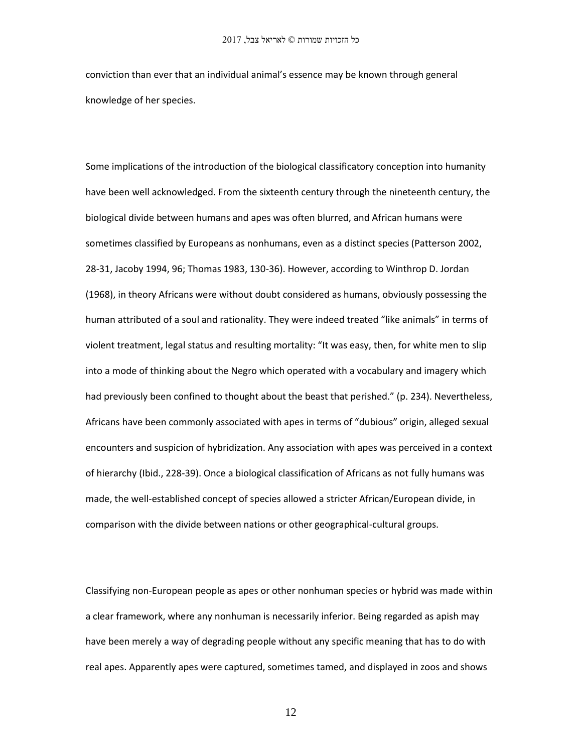conviction than ever that an individual animal's essence may be known through general knowledge of her species.

Some implications of the introduction of the biological classificatory conception into humanity have been well acknowledged. From the sixteenth century through the nineteenth century, the biological divide between humans and apes was often blurred, and African humans were sometimes classified by Europeans as nonhumans, even as a distinct species (Patterson 2002, 28-31, Jacoby 1994, 96; Thomas 1983, 130-36). However, according to Winthrop D. Jordan (1968), in theory Africans were without doubt considered as humans, obviously possessing the human attributed of a soul and rationality. They were indeed treated "like animals" in terms of violent treatment, legal status and resulting mortality: "It was easy, then, for white men to slip into a mode of thinking about the Negro which operated with a vocabulary and imagery which had previously been confined to thought about the beast that perished." (p. 234). Nevertheless, Africans have been commonly associated with apes in terms of "dubious" origin, alleged sexual encounters and suspicion of hybridization. Any association with apes was perceived in a context of hierarchy (Ibid., 228-39). Once a biological classification of Africans as not fully humans was made, the well-established concept of species allowed a stricter African/European divide, in comparison with the divide between nations or other geographical-cultural groups.

Classifying non-European people as apes or other nonhuman species or hybrid was made within a clear framework, where any nonhuman is necessarily inferior. Being regarded as apish may have been merely a way of degrading people without any specific meaning that has to do with real apes. Apparently apes were captured, sometimes tamed, and displayed in zoos and shows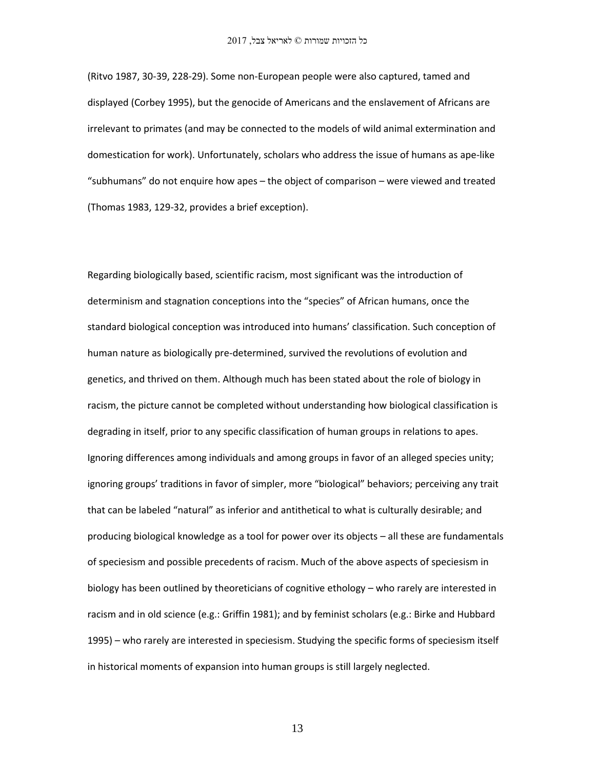(Ritvo 1987, 30-39, 228-29). Some non-European people were also captured, tamed and displayed (Corbey 1995), but the genocide of Americans and the enslavement of Africans are irrelevant to primates (and may be connected to the models of wild animal extermination and domestication for work). Unfortunately, scholars who address the issue of humans as ape-like "subhumans" do not enquire how apes – the object of comparison – were viewed and treated (Thomas 1983, 129-32, provides a brief exception).

Regarding biologically based, scientific racism, most significant was the introduction of determinism and stagnation conceptions into the "species" of African humans, once the standard biological conception was introduced into humans' classification. Such conception of human nature as biologically pre-determined, survived the revolutions of evolution and genetics, and thrived on them. Although much has been stated about the role of biology in racism, the picture cannot be completed without understanding how biological classification is degrading in itself, prior to any specific classification of human groups in relations to apes. Ignoring differences among individuals and among groups in favor of an alleged species unity; ignoring groups' traditions in favor of simpler, more "biological" behaviors; perceiving any trait that can be labeled "natural" as inferior and antithetical to what is culturally desirable; and producing biological knowledge as a tool for power over its objects – all these are fundamentals of speciesism and possible precedents of racism. Much of the above aspects of speciesism in biology has been outlined by theoreticians of cognitive ethology – who rarely are interested in racism and in old science (e.g.: Griffin 1981); and by feminist scholars (e.g.: Birke and Hubbard 1995) – who rarely are interested in speciesism. Studying the specific forms of speciesism itself in historical moments of expansion into human groups is still largely neglected.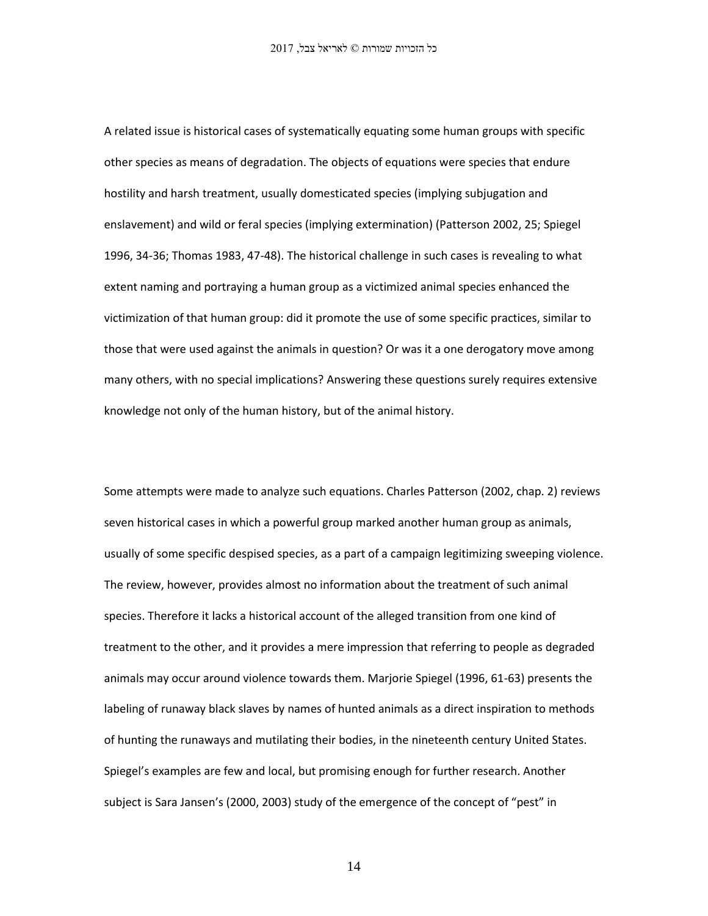A related issue is historical cases of systematically equating some human groups with specific other species as means of degradation. The objects of equations were species that endure hostility and harsh treatment, usually domesticated species (implying subjugation and enslavement) and wild or feral species (implying extermination) (Patterson 2002, 25; Spiegel 1996, 34-36; Thomas 1983, 47-48). The historical challenge in such cases is revealing to what extent naming and portraying a human group as a victimized animal species enhanced the victimization of that human group: did it promote the use of some specific practices, similar to those that were used against the animals in question? Or was it a one derogatory move among many others, with no special implications? Answering these questions surely requires extensive knowledge not only of the human history, but of the animal history.

Some attempts were made to analyze such equations. Charles Patterson (2002, chap. 2) reviews seven historical cases in which a powerful group marked another human group as animals, usually of some specific despised species, as a part of a campaign legitimizing sweeping violence. The review, however, provides almost no information about the treatment of such animal species. Therefore it lacks a historical account of the alleged transition from one kind of treatment to the other, and it provides a mere impression that referring to people as degraded animals may occur around violence towards them. Marjorie Spiegel (1996, 61-63) presents the labeling of runaway black slaves by names of hunted animals as a direct inspiration to methods of hunting the runaways and mutilating their bodies, in the nineteenth century United States. Spiegel's examples are few and local, but promising enough for further research. Another subject is Sara Jansen's (2000, 2003) study of the emergence of the concept of "pest" in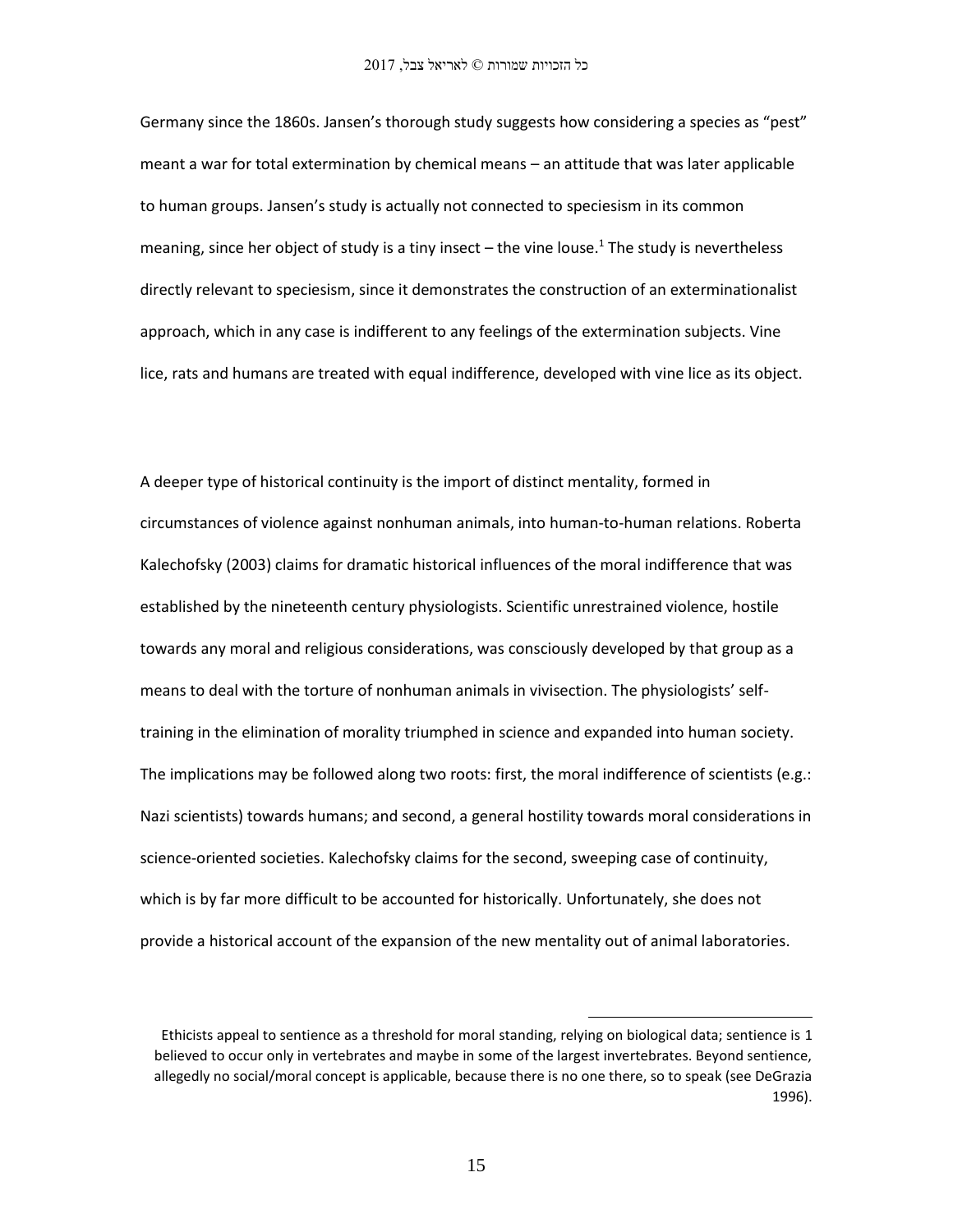Germany since the 1860s. Jansen's thorough study suggests how considering a species as "pest" meant a war for total extermination by chemical means – an attitude that was later applicable to human groups. Jansen's study is actually not connected to speciesism in its common meaning, since her object of study is a tiny insect – the vine louse.[1] The study is nevertheless directly relevant to speciesism, since it demonstrates the construction of an exterminationalist approach, which in any case is indifferent to any feelings of the extermination subjects. Vine lice, rats and humans are treated with equal indifference, developed with vine lice as its object.

A deeper type of historical continuity is the import of distinct mentality, formed in circumstances of violence against nonhuman animals, into human-to-human relations. Roberta Kalechofsky (2003) claims for dramatic historical influences of the moral indifference that was established by the nineteenth century physiologists. Scientific unrestrained violence, hostile towards any moral and religious considerations, was consciously developed by that group as a means to deal with the torture of nonhuman animals in vivisection. The physiologists' self-training in the elimination of morality triumphed in science and expanded into human society. The implications may be followed along two roots: first, the moral indifference of scientists (e.g.: Nazi scientists) towards humans; and second, a general hostility towards moral considerations in science-oriented societies. Kalechofsky claims for the second, sweeping case of continuity, which is by far more difficult to be accounted for historically. Unfortunately, she does not provide a historical account of the expansion of the new mentality out of animal laboratories.

[1] Ethicists appeal to sentience as a threshold for moral standing, relying on biological data; sentience is believed to occur only in vertebrates and maybe in some of the largest invertebrates. Beyond sentience, allegedly no social/moral concept is applicable, because there is no one there, so to speak (see DeGrazia 1996).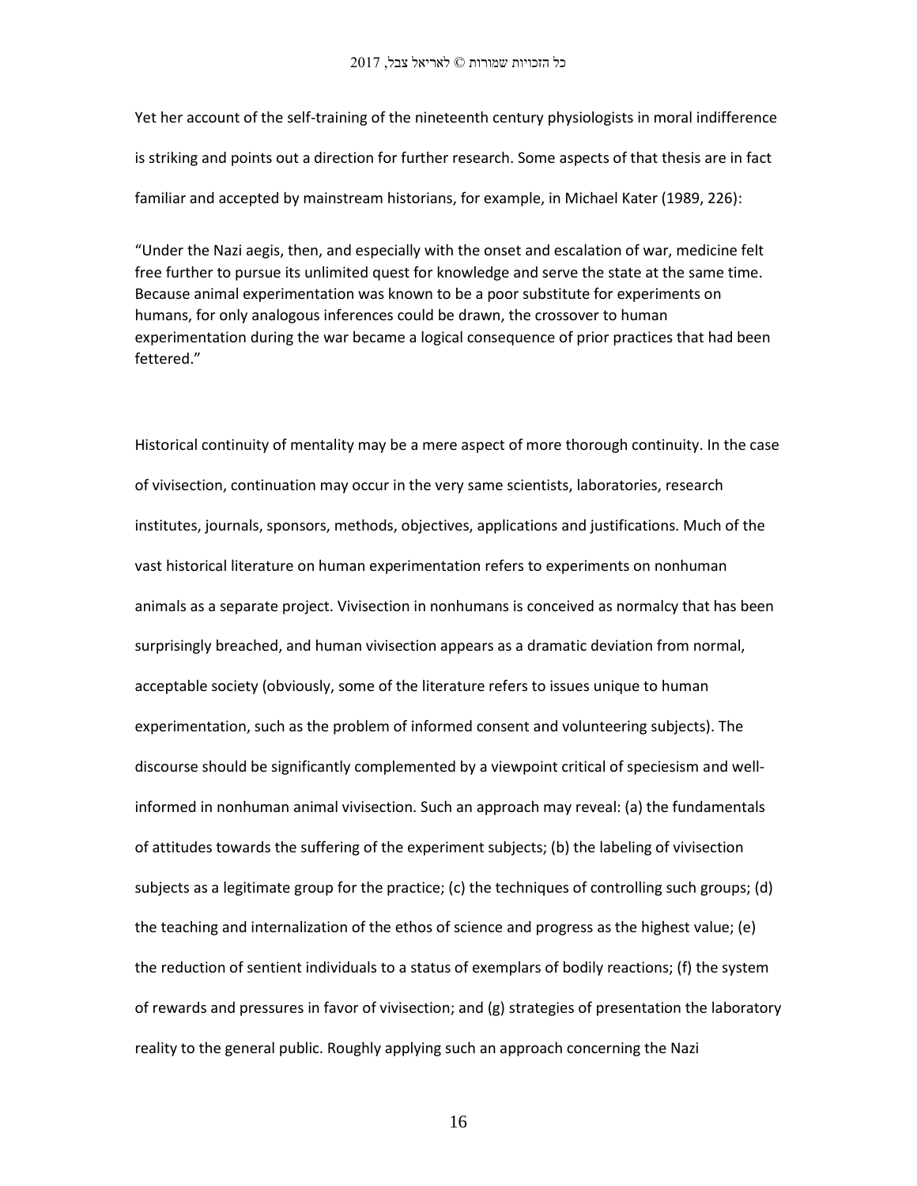Yet her account of the self-training of the nineteenth century physiologists in moral indifference is striking and points out a direction for further research. Some aspects of that thesis are in fact familiar and accepted by mainstream historians, for example, in Michael Kater (1989, 226):

> "Under the Nazi aegis, then, and especially with the onset and escalation of war, medicine felt free further to pursue its unlimited quest for knowledge and serve the state at the same time. Because animal experimentation was known to be a poor substitute for experiments on humans, for only analogous inferences could be drawn, the crossover to human experimentation during the war became a logical consequence of prior practices that had been fettered."

Historical continuity of mentality may be a mere aspect of more thorough continuity. In the case of vivisection, continuation may occur in the very same scientists, laboratories, research institutes, journals, sponsors, methods, objectives, applications and justifications. Much of the vast historical literature on human experimentation refers to experiments on nonhuman animals as a separate project. Vivisection in nonhumans is conceived as normalcy that has been surprisingly breached, and human vivisection appears as a dramatic deviation from normal, acceptable society (obviously, some of the literature refers to issues unique to human experimentation, such as the problem of informed consent and volunteering subjects). The discourse should be significantly complemented by a viewpoint critical of speciesism and well-informed in nonhuman animal vivisection. Such an approach may reveal: (a) the fundamentals of attitudes towards the suffering of the experiment subjects; (b) the labeling of vivisection subjects as a legitimate group for the practice; (c) the techniques of controlling such groups; (d) the teaching and internalization of the ethos of science and progress as the highest value; (e) the reduction of sentient individuals to a status of exemplars of bodily reactions; (f) the system of rewards and pressures in favor of vivisection; and (g) strategies of presentation the laboratory reality to the general public. Roughly applying such an approach concerning the Nazi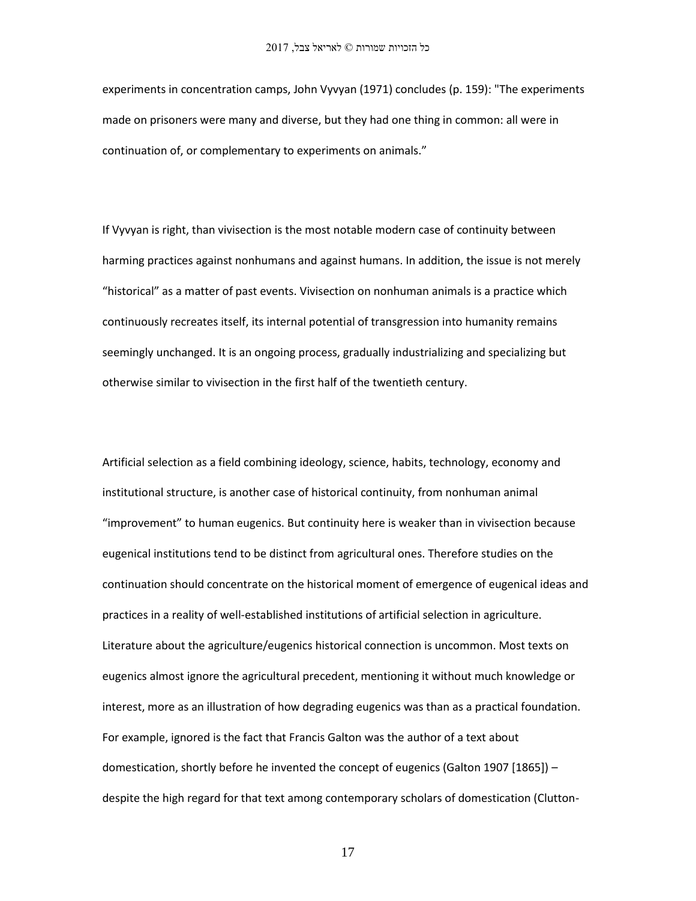experiments in concentration camps, John Vyvyan (1971) concludes (p. 159): "The experiments made on prisoners were many and diverse, but they had one thing in common: all were in continuation of, or complementary to experiments on animals."

If Vyvyan is right, than vivisection is the most notable modern case of continuity between harming practices against nonhumans and against humans. In addition, the issue is not merely "historical" as a matter of past events. Vivisection on nonhuman animals is a practice which continuously recreates itself, its internal potential of transgression into humanity remains seemingly unchanged. It is an ongoing process, gradually industrializing and specializing but otherwise similar to vivisection in the first half of the twentieth century.

Artificial selection as a field combining ideology, science, habits, technology, economy and institutional structure, is another case of historical continuity, from nonhuman animal "improvement" to human eugenics. But continuity here is weaker than in vivisection because eugenical institutions tend to be distinct from agricultural ones. Therefore studies on the continuation should concentrate on the historical moment of emergence of eugenical ideas and practices in a reality of well-established institutions of artificial selection in agriculture. Literature about the agriculture/eugenics historical connection is uncommon. Most texts on eugenics almost ignore the agricultural precedent, mentioning it without much knowledge or interest, more as an illustration of how degrading eugenics was than as a practical foundation. For example, ignored is the fact that Francis Galton was the author of a text about domestication, shortly before he invented the concept of eugenics (Galton 1907 [1865]) – despite the high regard for that text among contemporary scholars of domestication (Clutton-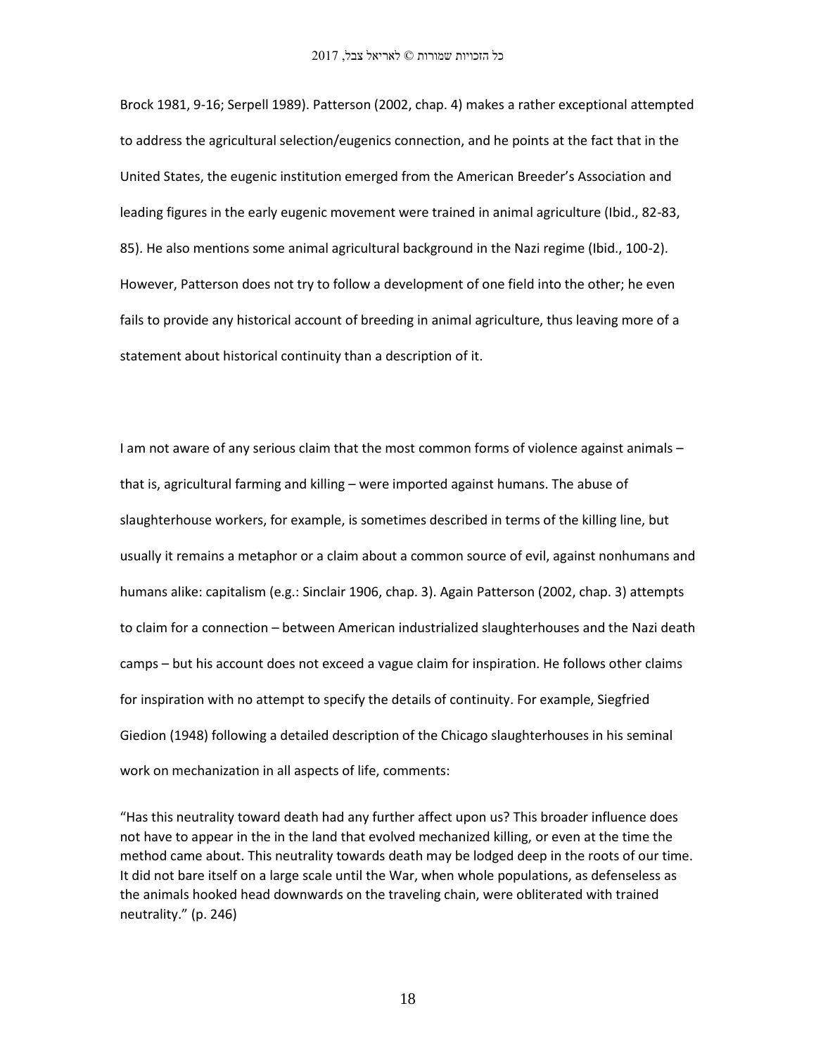Brock 1981, 9-16; Serpell 1989). Patterson (2002, chap. 4) makes a rather exceptional attempted to address the agricultural selection/eugenics connection, and he points at the fact that in the United States, the eugenic institution emerged from the American Breeder's Association and leading figures in the early eugenic movement were trained in animal agriculture (Ibid., 82-83, 85). He also mentions some animal agricultural background in the Nazi regime (Ibid., 100-2). However, Patterson does not try to follow a development of one field into the other; he even fails to provide any historical account of breeding in animal agriculture, thus leaving more of a statement about historical continuity than a description of it.

I am not aware of any serious claim that the most common forms of violence against animals – that is, agricultural farming and killing – were imported against humans. The abuse of slaughterhouse workers, for example, is sometimes described in terms of the killing line, but usually it remains a metaphor or a claim about a common source of evil, against nonhumans and humans alike: capitalism (e.g.: Sinclair 1906, chap. 3). Again Patterson (2002, chap. 3) attempts to claim for a connection – between American industrialized slaughterhouses and the Nazi death camps – but his account does not exceed a vague claim for inspiration. He follows other claims for inspiration with no attempt to specify the details of continuity. For example, Siegfried Giedion (1948) following a detailed description of the Chicago slaughterhouses in his seminal work on mechanization in all aspects of life, comments:

"Has this neutrality toward death had any further affect upon us? This broader influence does not have to appear in the in the land that evolved mechanized killing, or even at the time the method came about. This neutrality towards death may be lodged deep in the roots of our time. It did not bare itself on a large scale until the War, when whole populations, as defenseless as the animals hooked head downwards on the traveling chain, were obliterated with trained neutrality." (p. 246)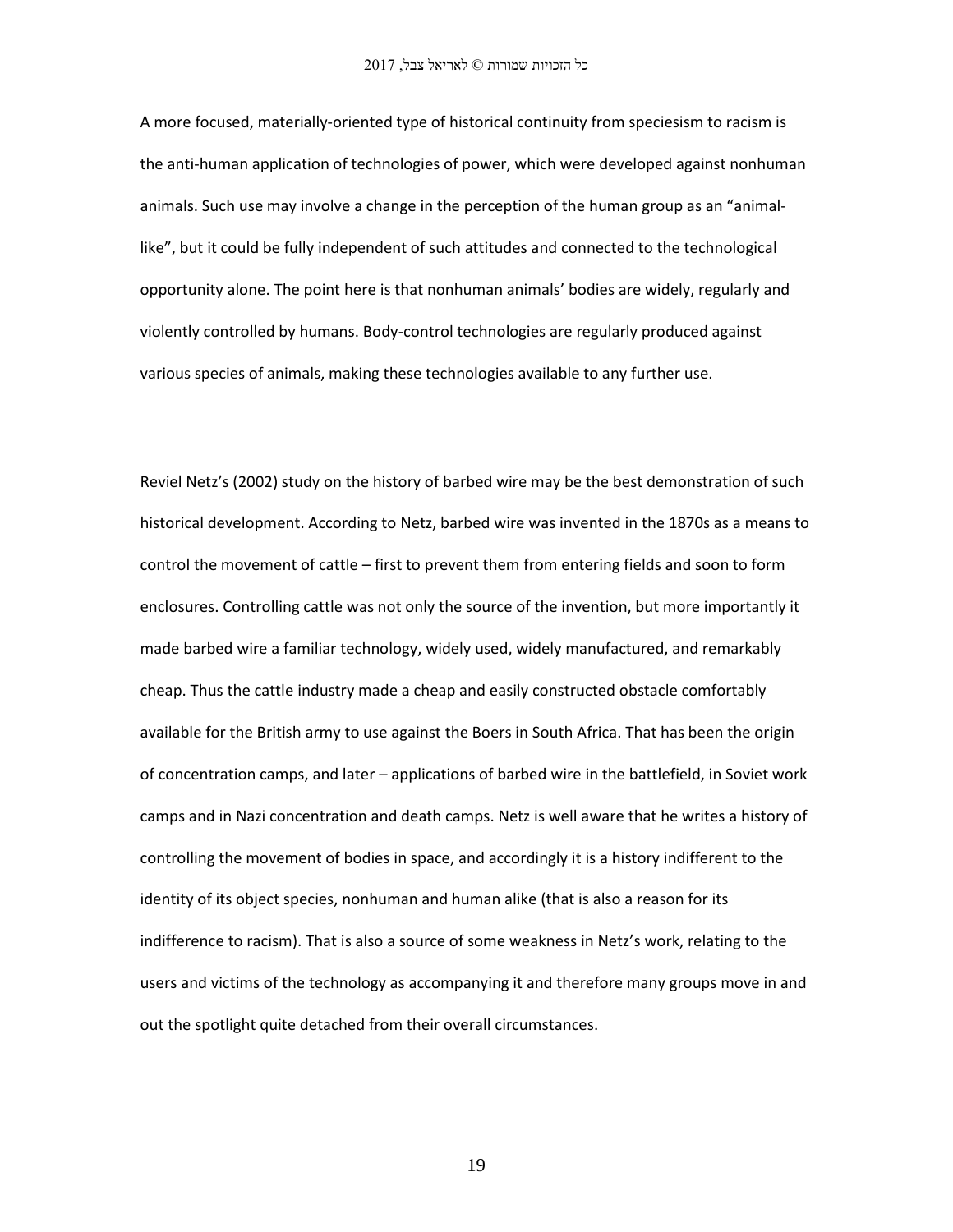A more focused, materially-oriented type of historical continuity from speciesism to racism is the anti-human application of technologies of power, which were developed against nonhuman animals. Such use may involve a change in the perception of the human group as an "animal-like", but it could be fully independent of such attitudes and connected to the technological opportunity alone. The point here is that nonhuman animals' bodies are widely, regularly and violently controlled by humans. Body-control technologies are regularly produced against various species of animals, making these technologies available to any further use.

Reviel Netz's (2002) study on the history of barbed wire may be the best demonstration of such historical development. According to Netz, barbed wire was invented in the 1870s as a means to control the movement of cattle – first to prevent them from entering fields and soon to form enclosures. Controlling cattle was not only the source of the invention, but more importantly it made barbed wire a familiar technology, widely used, widely manufactured, and remarkably cheap. Thus the cattle industry made a cheap and easily constructed obstacle comfortably available for the British army to use against the Boers in South Africa. That has been the origin of concentration camps, and later – applications of barbed wire in the battlefield, in Soviet work camps and in Nazi concentration and death camps. Netz is well aware that he writes a history of controlling the movement of bodies in space, and accordingly it is a history indifferent to the identity of its object species, nonhuman and human alike (that is also a reason for its indifference to racism). That is also a source of some weakness in Netz's work, relating to the users and victims of the technology as accompanying it and therefore many groups move in and out the spotlight quite detached from their overall circumstances.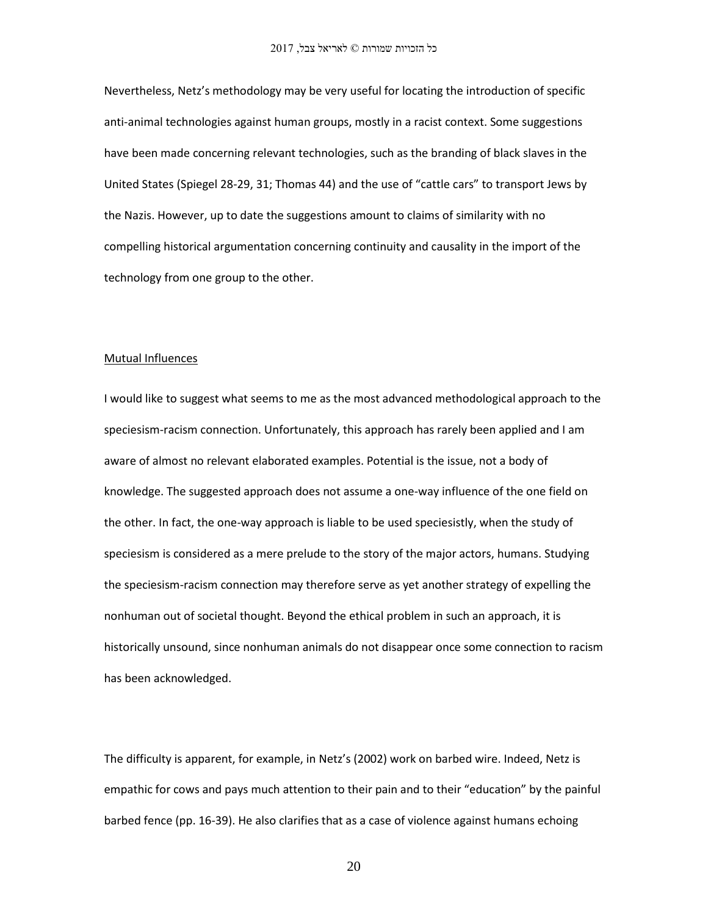Nevertheless, Netz's methodology may be very useful for locating the introduction of specific anti-animal technologies against human groups, mostly in a racist context. Some suggestions have been made concerning relevant technologies, such as the branding of black slaves in the United States (Spiegel 28-29, 31; Thomas 44) and the use of "cattle cars" to transport Jews by the Nazis. However, up to date the suggestions amount to claims of similarity with no compelling historical argumentation concerning continuity and causality in the import of the technology from one group to the other.

## Mutual Influences

I would like to suggest what seems to me as the most advanced methodological approach to the speciesism-racism connection. Unfortunately, this approach has rarely been applied and I am aware of almost no relevant elaborated examples. Potential is the issue, not a body of knowledge. The suggested approach does not assume a one-way influence of the one field on the other. In fact, the one-way approach is liable to be used speciesistly, when the study of speciesism is considered as a mere prelude to the story of the major actors, humans. Studying the speciesism-racism connection may therefore serve as yet another strategy of expelling the nonhuman out of societal thought. Beyond the ethical problem in such an approach, it is historically unsound, since nonhuman animals do not disappear once some connection to racism has been acknowledged.

The difficulty is apparent, for example, in Netz's (2002) work on barbed wire. Indeed, Netz is empathic for cows and pays much attention to their pain and to their "education" by the painful barbed fence (pp. 16-39). He also clarifies that as a case of violence against humans echoing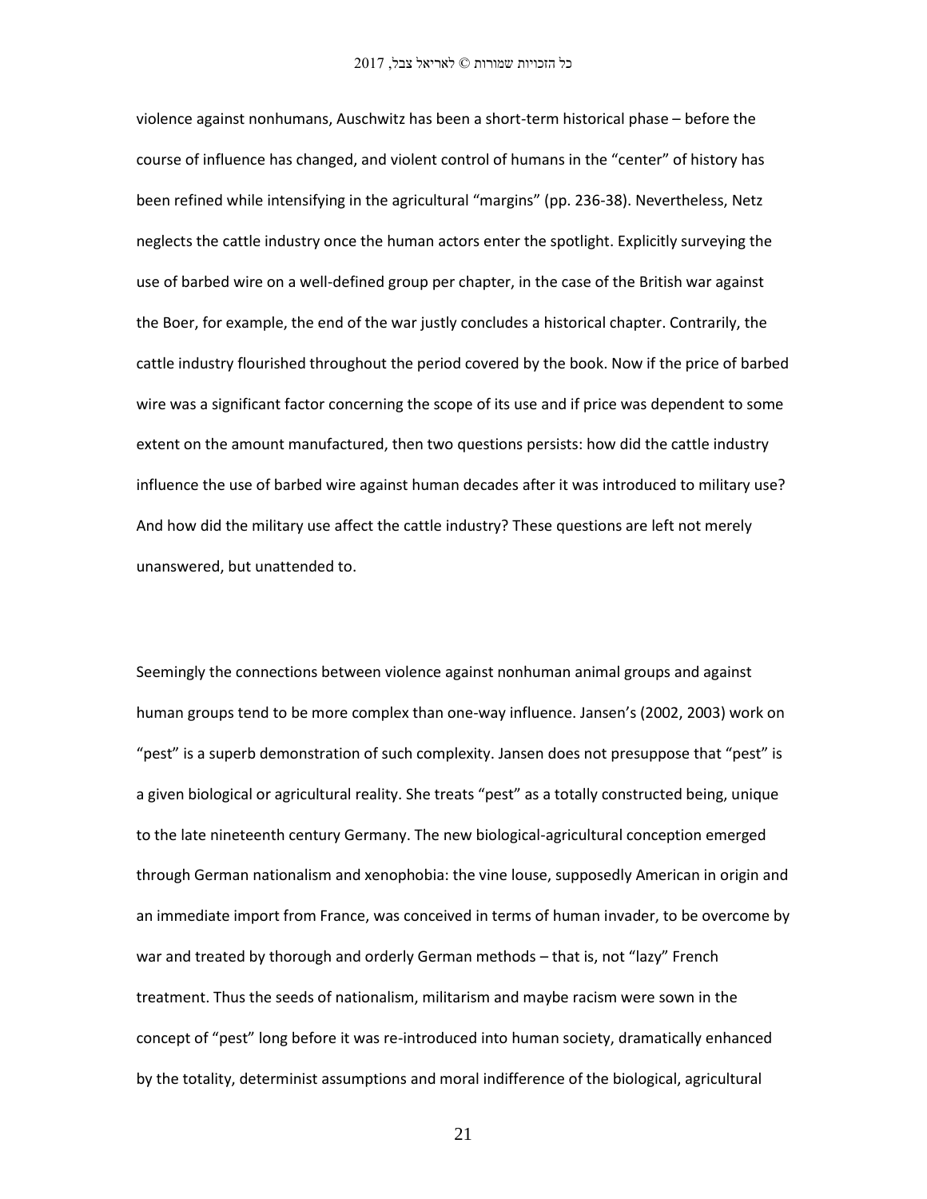violence against nonhumans, Auschwitz has been a short-term historical phase – before the course of influence has changed, and violent control of humans in the "center" of history has been refined while intensifying in the agricultural "margins" (pp. 236-38). Nevertheless, Netz neglects the cattle industry once the human actors enter the spotlight. Explicitly surveying the use of barbed wire on a well-defined group per chapter, in the case of the British war against the Boer, for example, the end of the war justly concludes a historical chapter. Contrarily, the cattle industry flourished throughout the period covered by the book. Now if the price of barbed wire was a significant factor concerning the scope of its use and if price was dependent to some extent on the amount manufactured, then two questions persists: how did the cattle industry influence the use of barbed wire against human decades after it was introduced to military use? And how did the military use affect the cattle industry? These questions are left not merely unanswered, but unattended to.

Seemingly the connections between violence against nonhuman animal groups and against human groups tend to be more complex than one-way influence. Jansen's (2002, 2003) work on "pest" is a superb demonstration of such complexity. Jansen does not presuppose that "pest" is a given biological or agricultural reality. She treats "pest" as a totally constructed being, unique to the late nineteenth century Germany. The new biological-agricultural conception emerged through German nationalism and xenophobia: the vine louse, supposedly American in origin and an immediate import from France, was conceived in terms of human invader, to be overcome by war and treated by thorough and orderly German methods – that is, not "lazy" French treatment. Thus the seeds of nationalism, militarism and maybe racism were sown in the concept of "pest" long before it was re-introduced into human society, dramatically enhanced by the totality, determinist assumptions and moral indifference of the biological, agricultural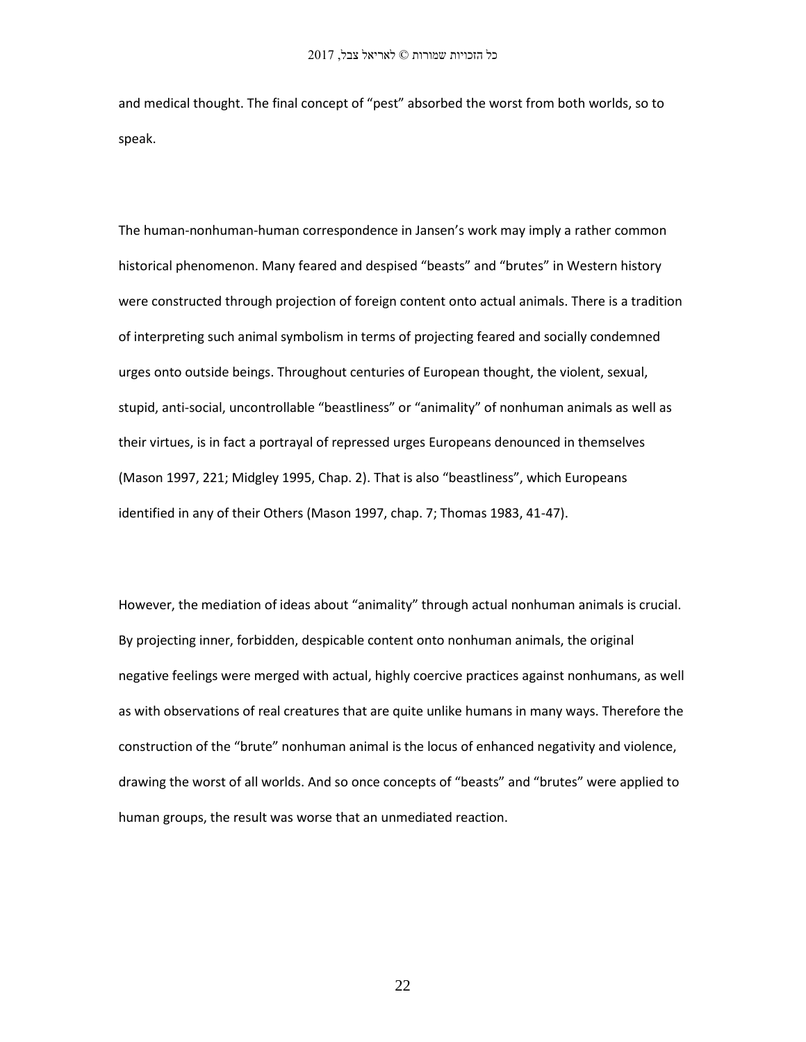and medical thought. The final concept of "pest" absorbed the worst from both worlds, so to speak.

The human-nonhuman-human correspondence in Jansen's work may imply a rather common historical phenomenon. Many feared and despised "beasts" and "brutes" in Western history were constructed through projection of foreign content onto actual animals. There is a tradition of interpreting such animal symbolism in terms of projecting feared and socially condemned urges onto outside beings. Throughout centuries of European thought, the violent, sexual, stupid, anti-social, uncontrollable "beastliness" or "animality" of nonhuman animals as well as their virtues, is in fact a portrayal of repressed urges Europeans denounced in themselves (Mason 1997, 221; Midgley 1995, Chap. 2). That is also "beastliness", which Europeans identified in any of their Others (Mason 1997, chap. 7; Thomas 1983, 41-47).

However, the mediation of ideas about "animality" through actual nonhuman animals is crucial. By projecting inner, forbidden, despicable content onto nonhuman animals, the original negative feelings were merged with actual, highly coercive practices against nonhumans, as well as with observations of real creatures that are quite unlike humans in many ways. Therefore the construction of the "brute" nonhuman animal is the locus of enhanced negativity and violence, drawing the worst of all worlds. And so once concepts of "beasts" and "brutes" were applied to human groups, the result was worse that an unmediated reaction.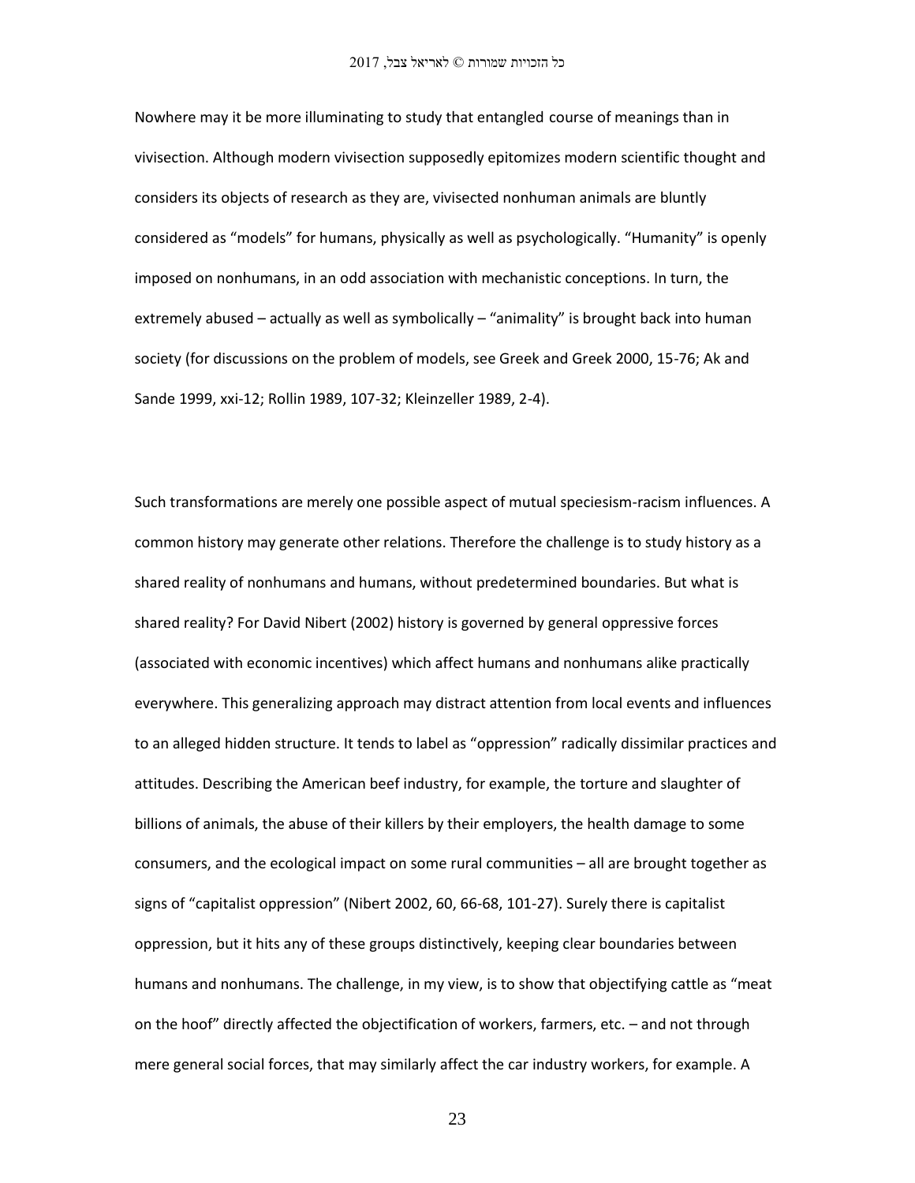Nowhere may it be more illuminating to study that entangled course of meanings than in vivisection. Although modern vivisection supposedly epitomizes modern scientific thought and considers its objects of research as they are, vivisected nonhuman animals are bluntly considered as "models" for humans, physically as well as psychologically. "Humanity" is openly imposed on nonhumans, in an odd association with mechanistic conceptions. In turn, the extremely abused – actually as well as symbolically – "animality" is brought back into human society (for discussions on the problem of models, see Greek and Greek 2000, 15-76; Ak and Sande 1999, xxi-12; Rollin 1989, 107-32; Kleinzeller 1989, 2-4).

Such transformations are merely one possible aspect of mutual speciesism-racism influences. A common history may generate other relations. Therefore the challenge is to study history as a shared reality of nonhumans and humans, without predetermined boundaries. But what is shared reality? For David Nibert (2002) history is governed by general oppressive forces (associated with economic incentives) which affect humans and nonhumans alike practically everywhere. This generalizing approach may distract attention from local events and influences to an alleged hidden structure. It tends to label as "oppression" radically dissimilar practices and attitudes. Describing the American beef industry, for example, the torture and slaughter of billions of animals, the abuse of their killers by their employers, the health damage to some consumers, and the ecological impact on some rural communities – all are brought together as signs of "capitalist oppression" (Nibert 2002, 60, 66-68, 101-27). Surely there is capitalist oppression, but it hits any of these groups distinctively, keeping clear boundaries between humans and nonhumans. The challenge, in my view, is to show that objectifying cattle as "meat on the hoof" directly affected the objectification of workers, farmers, etc. – and not through mere general social forces, that may similarly affect the car industry workers, for example. A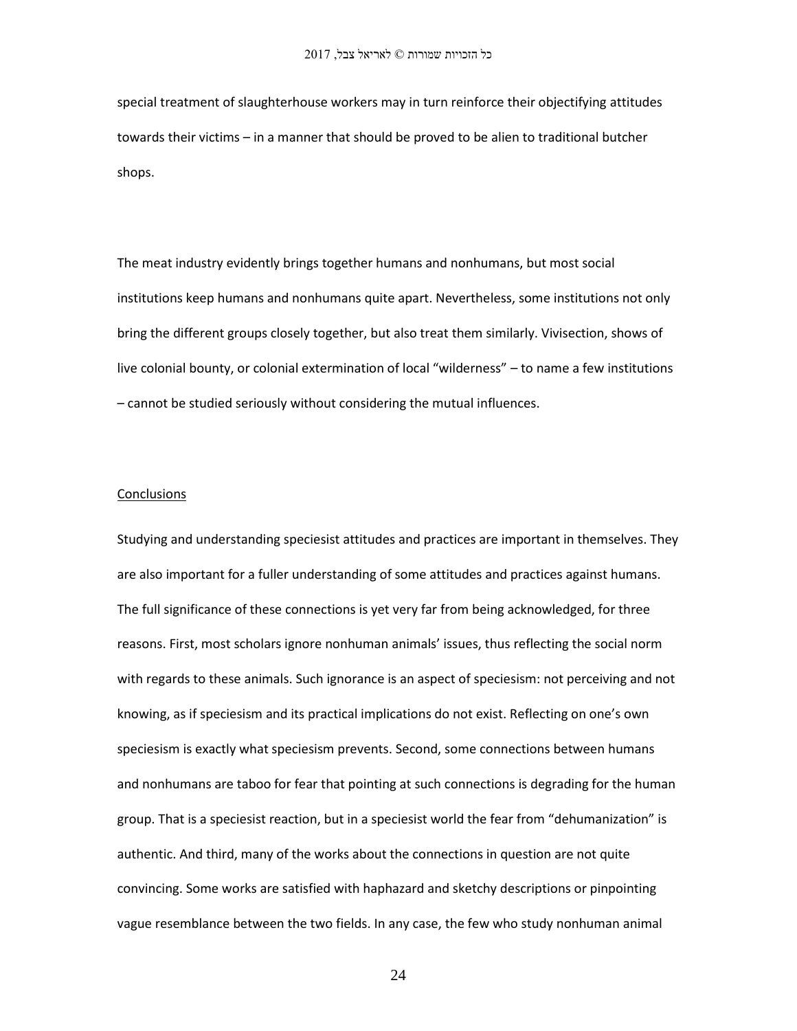special treatment of slaughterhouse workers may in turn reinforce their objectifying attitudes towards their victims – in a manner that should be proved to be alien to traditional butcher shops.

The meat industry evidently brings together humans and nonhumans, but most social institutions keep humans and nonhumans quite apart. Nevertheless, some institutions not only bring the different groups closely together, but also treat them similarly. Vivisection, shows of live colonial bounty, or colonial extermination of local "wilderness" – to name a few institutions – cannot be studied seriously without considering the mutual influences.

## Conclusions

Studying and understanding speciesist attitudes and practices are important in themselves. They are also important for a fuller understanding of some attitudes and practices against humans. The full significance of these connections is yet very far from being acknowledged, for three reasons. First, most scholars ignore nonhuman animals' issues, thus reflecting the social norm with regards to these animals. Such ignorance is an aspect of speciesism: not perceiving and not knowing, as if speciesism and its practical implications do not exist. Reflecting on one's own speciesism is exactly what speciesism prevents. Second, some connections between humans and nonhumans are taboo for fear that pointing at such connections is degrading for the human group. That is a speciesist reaction, but in a speciesist world the fear from "dehumanization" is authentic. And third, many of the works about the connections in question are not quite convincing. Some works are satisfied with haphazard and sketchy descriptions or pinpointing vague resemblance between the two fields. In any case, the few who study nonhuman animal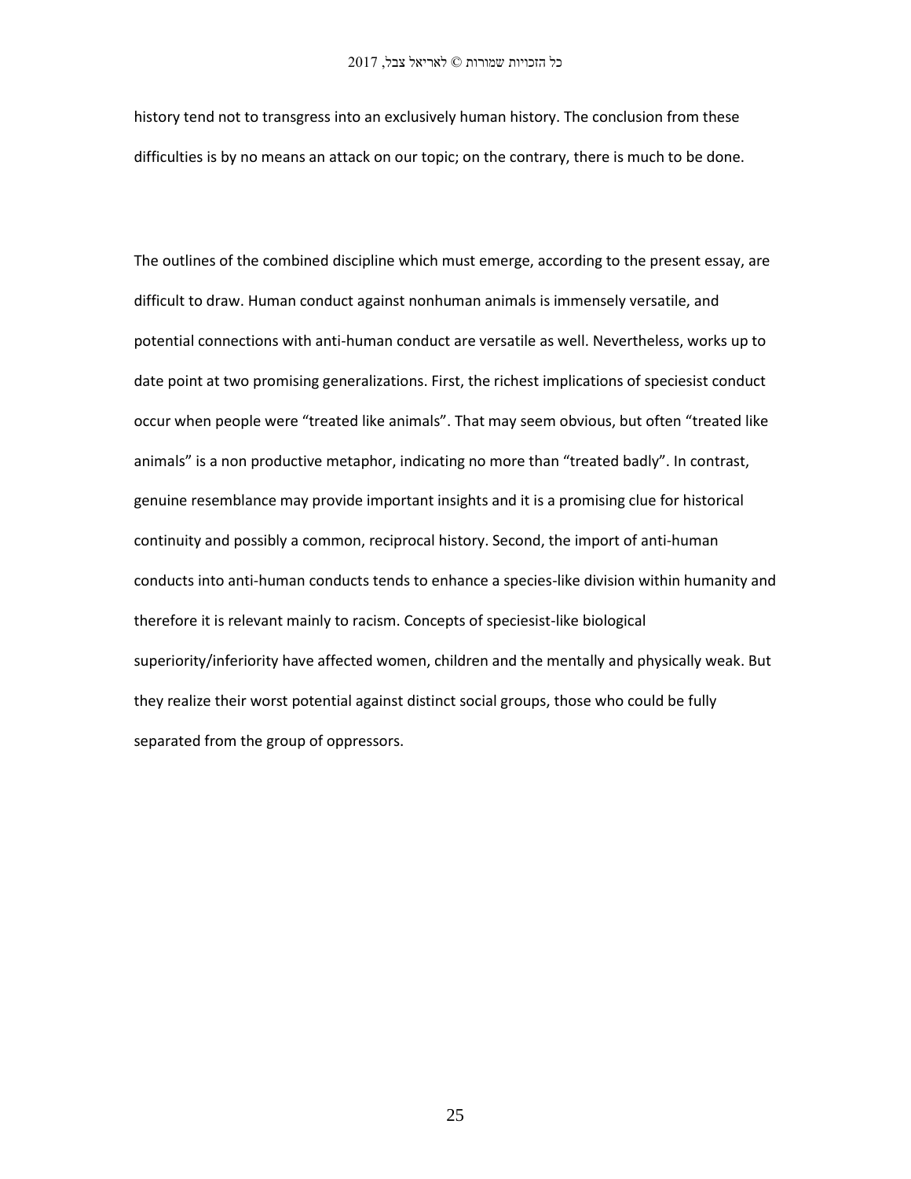history tend not to transgress into an exclusively human history. The conclusion from these difficulties is by no means an attack on our topic; on the contrary, there is much to be done.

The outlines of the combined discipline which must emerge, according to the present essay, are difficult to draw. Human conduct against nonhuman animals is immensely versatile, and potential connections with anti-human conduct are versatile as well. Nevertheless, works up to date point at two promising generalizations. First, the richest implications of speciesist conduct occur when people were “treated like animals”. That may seem obvious, but often “treated like animals” is a non productive metaphor, indicating no more than “treated badly”. In contrast, genuine resemblance may provide important insights and it is a promising clue for historical continuity and possibly a common, reciprocal history. Second, the import of anti-human conducts into anti-human conducts tends to enhance a species-like division within humanity and therefore it is relevant mainly to racism. Concepts of speciesist-like biological superiority/inferiority have affected women, children and the mentally and physically weak. But they realize their worst potential against distinct social groups, those who could be fully separated from the group of oppressors.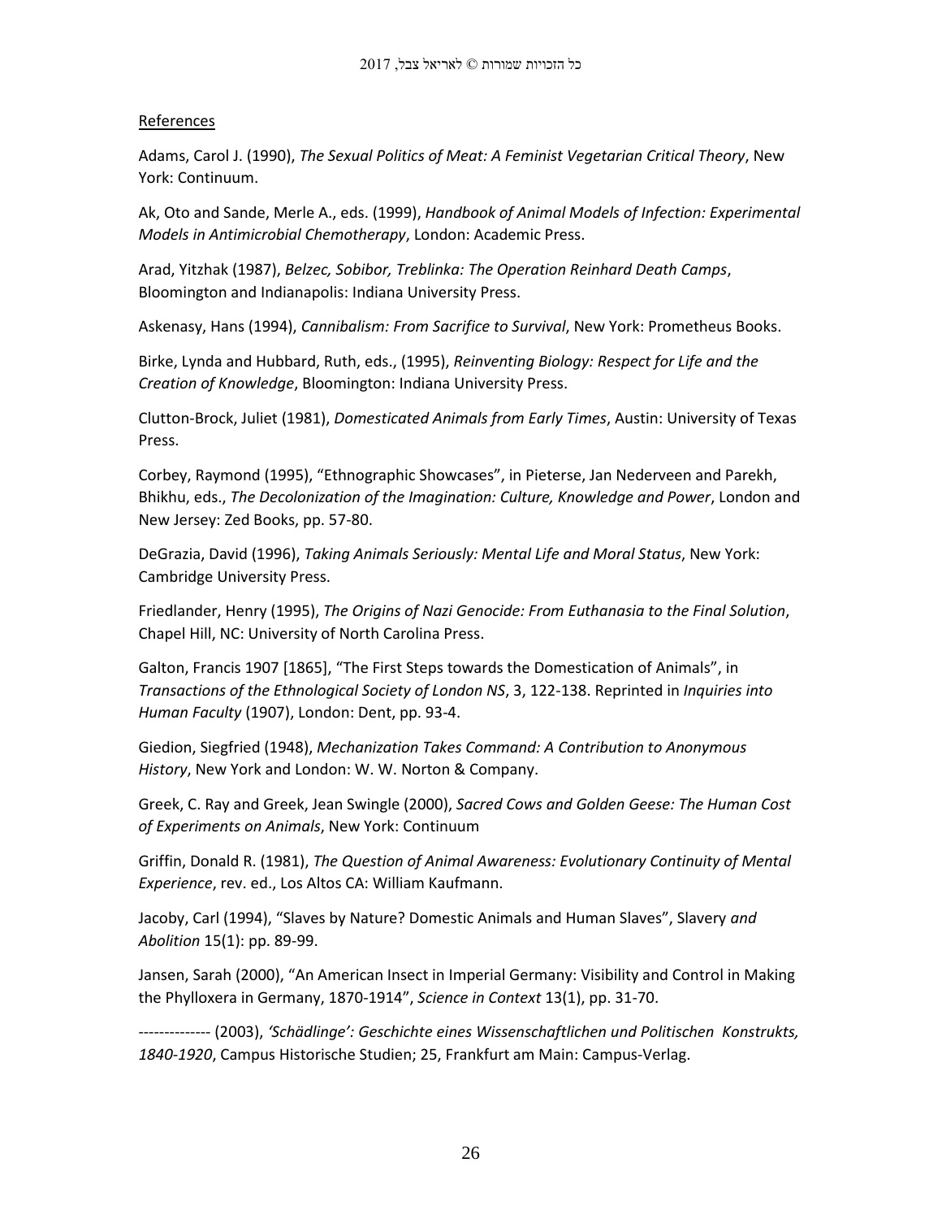References

Adams, Carol J. (1990), *The Sexual Politics of Meat: A Feminist Vegetarian Critical Theory*, New York: Continuum.

Ak, Oto and Sande, Merle A., eds. (1999), *Handbook of Animal Models of Infection: Experimental Models in Antimicrobial Chemotherapy*, London: Academic Press.

Arad, Yitzhak (1987), *Belzec, Sobibor, Treblinka: The Operation Reinhard Death Camps*, Bloomington and Indianapolis: Indiana University Press.

Askenasy, Hans (1994), *Cannibalism: From Sacrifice to Survival*, New York: Prometheus Books.

Birke, Lynda and Hubbard, Ruth, eds., (1995), *Reinventing Biology: Respect for Life and the Creation of Knowledge*, Bloomington: Indiana University Press.

Clutton-Brock, Juliet (1981), *Domesticated Animals from Early Times*, Austin: University of Texas Press.

Corbey, Raymond (1995), "Ethnographic Showcases", in Pieterse, Jan Nederveen and Parekh, Bhikhu, eds., *The Decolonization of the Imagination: Culture, Knowledge and Power*, London and New Jersey: Zed Books, pp. 57-80.

DeGrazia, David (1996), *Taking Animals Seriously: Mental Life and Moral Status*, New York: Cambridge University Press.

Friedlander, Henry (1995), *The Origins of Nazi Genocide: From Euthanasia to the Final Solution*, Chapel Hill, NC: University of North Carolina Press.

Galton, Francis 1907 [1865], "The First Steps towards the Domestication of Animals", in *Transactions of the Ethnological Society of London NS*, 3, 122-138. Reprinted in *Inquiries into Human Faculty* (1907), London: Dent, pp. 93-4.

Giedion, Siegfried (1948), *Mechanization Takes Command: A Contribution to Anonymous History*, New York and London: W. W. Norton & Company.

Greek, C. Ray and Greek, Jean Swingle (2000), *Sacred Cows and Golden Geese: The Human Cost of Experiments on Animals*, New York: Continuum

Griffin, Donald R. (1981), *The Question of Animal Awareness: Evolutionary Continuity of Mental Experience*, rev. ed., Los Altos CA: William Kaufmann.

Jacoby, Carl (1994), "Slaves by Nature? Domestic Animals and Human Slaves", Slavery *and Abolition* 15(1): pp. 89-99.

Jansen, Sarah (2000), "An American Insect in Imperial Germany: Visibility and Control in Making the Phylloxera in Germany, 1870-1914", *Science in Context* 13(1), pp. 31-70.

-------------- (2003), *'Schädlinge': Geschichte eines Wissenschaftlichen und Politischen Konstrukts, 1840-1920*, Campus Historische Studien; 25, Frankfurt am Main: Campus-Verlag.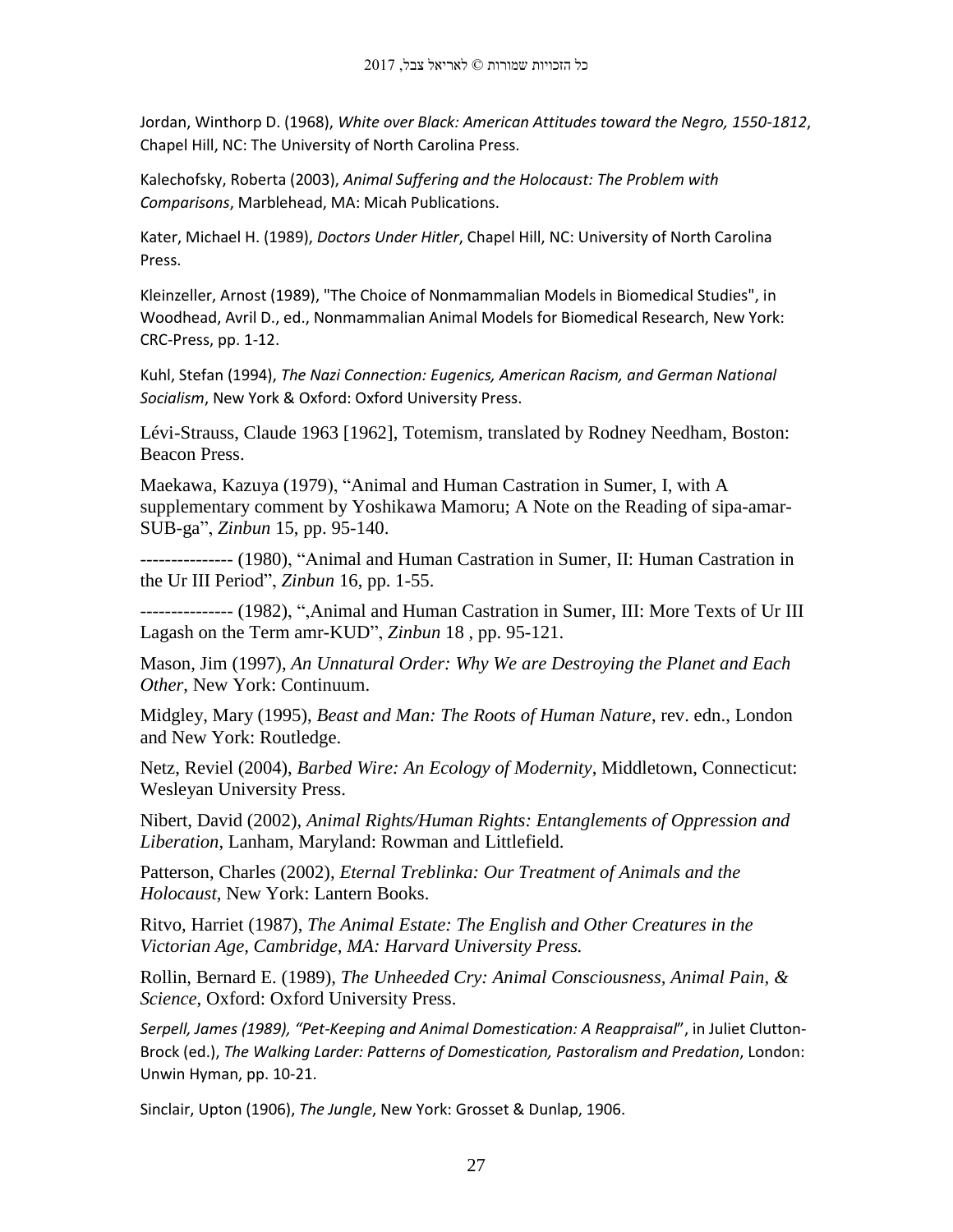Jordan, Winthorp D. (1968), *White over Black: American Attitudes toward the Negro, 1550-1812*, Chapel Hill, NC: The University of North Carolina Press.

Kalechofsky, Roberta (2003), *Animal Suffering and the Holocaust: The Problem with Comparisons*, Marblehead, MA: Micah Publications.

Kater, Michael H. (1989), *Doctors Under Hitler*, Chapel Hill, NC: University of North Carolina Press.

Kleinzeller, Arnost (1989), "The Choice of Nonmammalian Models in Biomedical Studies", in Woodhead, Avril D., ed., Nonmammalian Animal Models for Biomedical Research, New York: CRC-Press, pp. 1-12.

Kuhl, Stefan (1994), *The Nazi Connection: Eugenics, American Racism, and German National Socialism*, New York & Oxford: Oxford University Press.

Lévi-Strauss, Claude 1963 [1962], Totemism, translated by Rodney Needham, Boston: Beacon Press.

Maekawa, Kazuya (1979), "Animal and Human Castration in Sumer, I, with A supplementary comment by Yoshikawa Mamoru; A Note on the Reading of sipa-amar-SUB-ga", *Zinbun* 15, pp. 95-140.

--------------- (1980), "Animal and Human Castration in Sumer, II: Human Castration in the Ur III Period", *Zinbun* 16, pp. 1-55.

--------------- (1982), ",Animal and Human Castration in Sumer, III: More Texts of Ur III Lagash on the Term amr-KUD", *Zinbun* 18 , pp. 95-121.

Mason, Jim (1997), *An Unnatural Order: Why We are Destroying the Planet and Each Other*, New York: Continuum.

Midgley, Mary (1995), *Beast and Man: The Roots of Human Nature*, rev. edn., London and New York: Routledge.

Netz, Reviel (2004), *Barbed Wire: An Ecology of Modernity*, Middletown, Connecticut: Wesleyan University Press.

Nibert, David (2002), *Animal Rights/Human Rights: Entanglements of Oppression and Liberation*, Lanham, Maryland: Rowman and Littlefield.

Patterson, Charles (2002), *Eternal Treblinka: Our Treatment of Animals and the Holocaust*, New York: Lantern Books.

Ritvo, Harriet (1987), *The Animal Estate: The English and Other Creatures in the Victorian Age, Cambridge, MA: Harvard University Press.*

Rollin, Bernard E. (1989), *The Unheeded Cry: Animal Consciousness, Animal Pain, & Science*, Oxford: Oxford University Press.

*Serpell, James (1989), "Pet-Keeping and Animal Domestication: A Reappraisal*", in Juliet Clutton-Brock (ed.), *The Walking Larder: Patterns of Domestication, Pastoralism and Predation*, London: Unwin Hyman, pp. 10-21.

Sinclair, Upton (1906), *The Jungle*, New York: Grosset & Dunlap, 1906.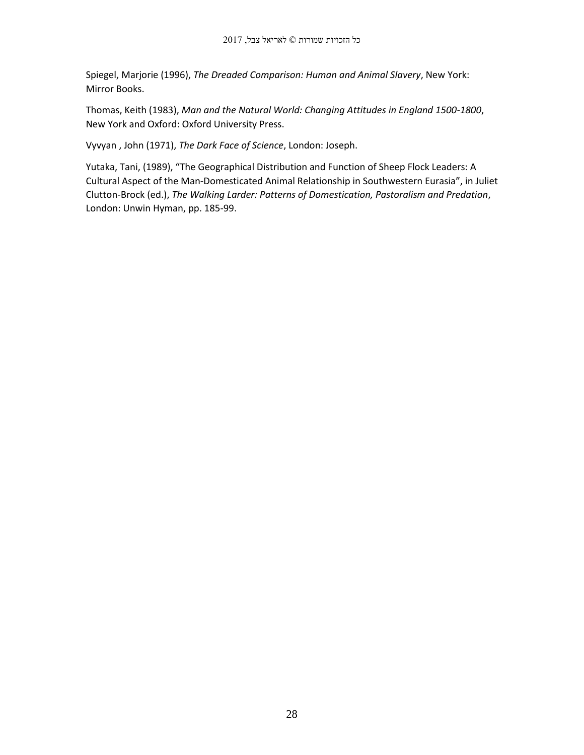Spiegel, Marjorie (1996), *The Dreaded Comparison: Human and Animal Slavery*, New York: Mirror Books.

Thomas, Keith (1983), *Man and the Natural World: Changing Attitudes in England 1500-1800*, New York and Oxford: Oxford University Press.

Vyvyan , John (1971), *The Dark Face of Science*, London: Joseph.

Yutaka, Tani, (1989), "The Geographical Distribution and Function of Sheep Flock Leaders: A Cultural Aspect of the Man-Domesticated Animal Relationship in Southwestern Eurasia", in Juliet Clutton-Brock (ed.), *The Walking Larder: Patterns of Domestication, Pastoralism and Predation*, London: Unwin Hyman, pp. 185-99.